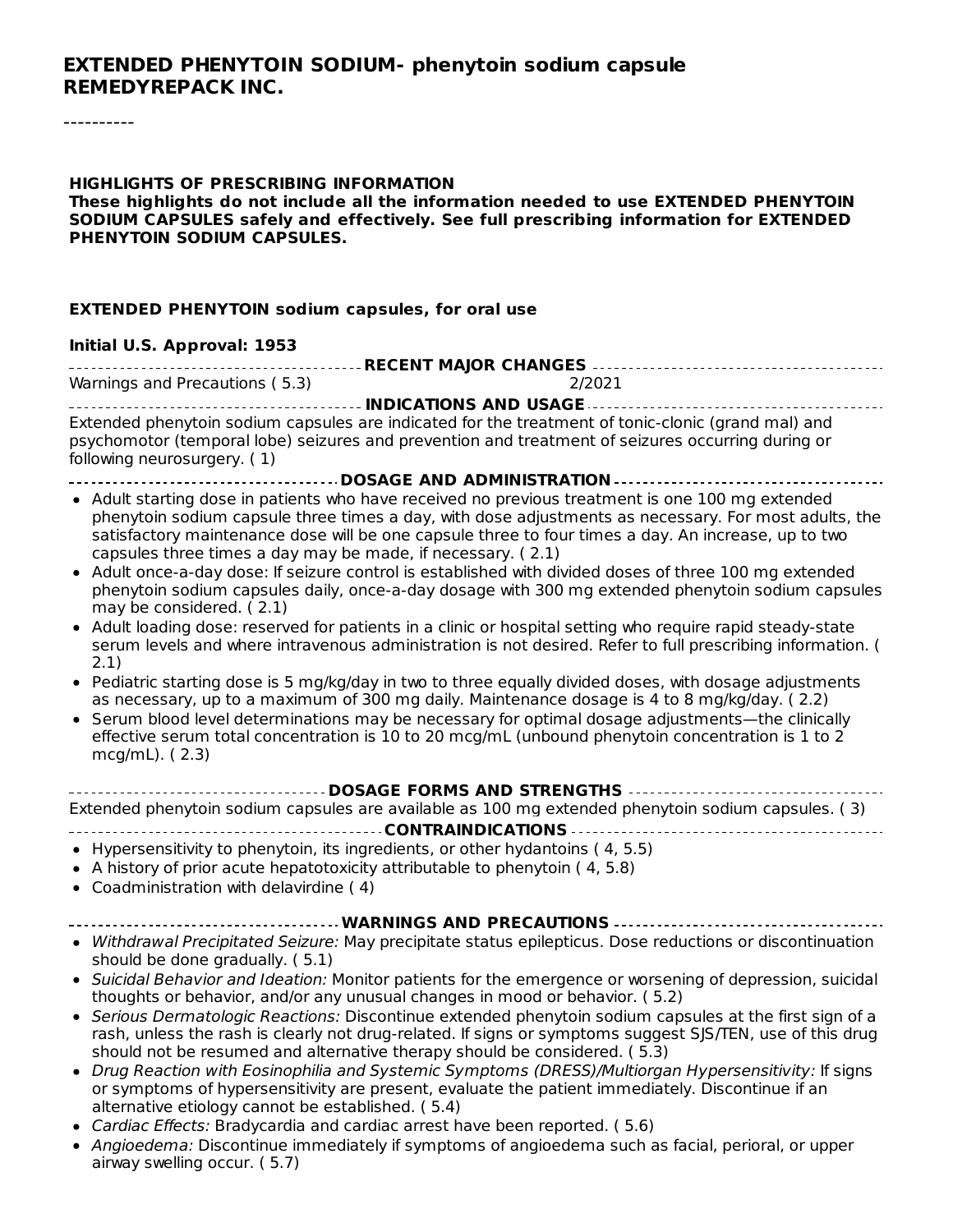# EXTENDED PHENYTOIN SODIUM- phenytoin sodium capsule
# REMEDYREPACK INC.

----------

**HIGHLIGHTS OF PRESCRIBING INFORMATION**
**These highlights do not include all the information needed to use EXTENDED PHENYTOIN SODIUM CAPSULES safely and effectively. See full prescribing information for EXTENDED PHENYTOIN SODIUM CAPSULES.**

**EXTENDED PHENYTOIN sodium capsules, for oral use**

**Initial U.S. Approval: 1953**

**RECENT MAJOR CHANGES**

Warnings and Precautions ( 5.3) 2/2021

**INDICATIONS AND USAGE**

Extended phenytoin sodium capsules are indicated for the treatment of tonic-clonic (grand mal) and psychomotor (temporal lobe) seizures and prevention and treatment of seizures occurring during or following neurosurgery. ( 1)

**DOSAGE AND ADMINISTRATION**

- Adult starting dose in patients who have received no previous treatment is one 100 mg extended phenytoin sodium capsule three times a day, with dose adjustments as necessary. For most adults, the satisfactory maintenance dose will be one capsule three to four times a day. An increase, up to two capsules three times a day may be made, if necessary. ( 2.1)
- Adult once-a-day dose: If seizure control is established with divided doses of three 100 mg extended phenytoin sodium capsules daily, once-a-day dosage with 300 mg extended phenytoin sodium capsules may be considered. ( 2.1)
- Adult loading dose: reserved for patients in a clinic or hospital setting who require rapid steady-state serum levels and where intravenous administration is not desired. Refer to full prescribing information. ( 2.1)
- Pediatric starting dose is 5 mg/kg/day in two to three equally divided doses, with dosage adjustments as necessary, up to a maximum of 300 mg daily. Maintenance dosage is 4 to 8 mg/kg/day. ( 2.2)
- Serum blood level determinations may be necessary for optimal dosage adjustments—the clinically effective serum total concentration is 10 to 20 mcg/mL (unbound phenytoin concentration is 1 to 2 mcg/mL). ( 2.3)

**DOSAGE FORMS AND STRENGTHS**

Extended phenytoin sodium capsules are available as 100 mg extended phenytoin sodium capsules. ( 3)

**CONTRAINDICATIONS**

- Hypersensitivity to phenytoin, its ingredients, or other hydantoins ( 4, 5.5)
- A history of prior acute hepatotoxicity attributable to phenytoin ( 4, 5.8)
- Coadministration with delavirdine ( 4)

**WARNINGS AND PRECAUTIONS**

- *Withdrawal Precipitated Seizure:* May precipitate status epilepticus. Dose reductions or discontinuation should be done gradually. ( 5.1)
- *Suicidal Behavior and Ideation:* Monitor patients for the emergence or worsening of depression, suicidal thoughts or behavior, and/or any unusual changes in mood or behavior. ( 5.2)
- *Serious Dermatologic Reactions:* Discontinue extended phenytoin sodium capsules at the first sign of a rash, unless the rash is clearly not drug-related. If signs or symptoms suggest SJS/TEN, use of this drug should not be resumed and alternative therapy should be considered. ( 5.3)
- *Drug Reaction with Eosinophilia and Systemic Symptoms (DRESS)/Multiorgan Hypersensitivity:* If signs or symptoms of hypersensitivity are present, evaluate the patient immediately. Discontinue if an alternative etiology cannot be established. ( 5.4)
- *Cardiac Effects:* Bradycardia and cardiac arrest have been reported. ( 5.6)
- *Angioedema:* Discontinue immediately if symptoms of angioedema such as facial, perioral, or upper airway swelling occur. ( 5.7)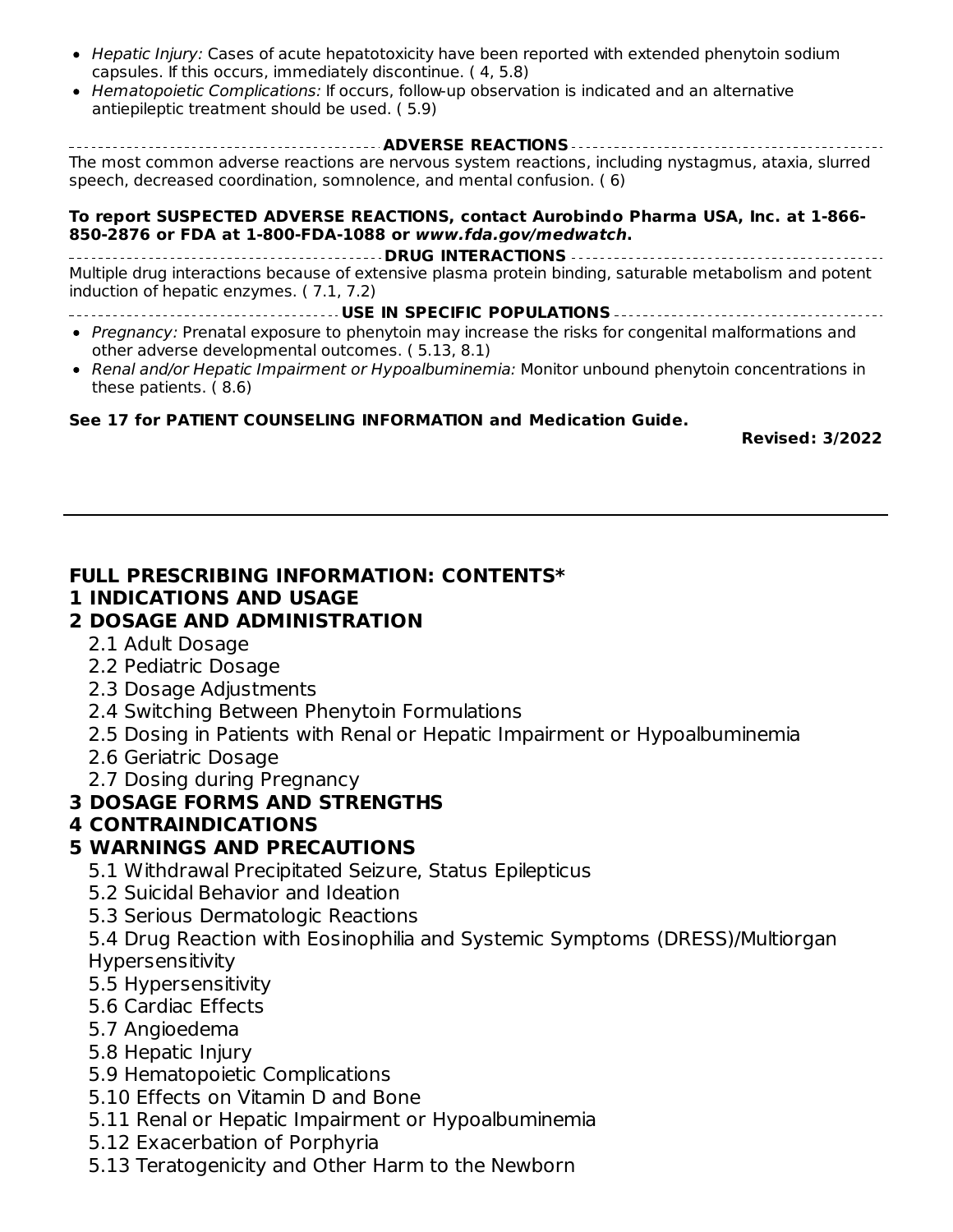- *Hepatic Injury:* Cases of acute hepatotoxicity have been reported with extended phenytoin sodium capsules. If this occurs, immediately discontinue. ( 4, 5.8)
- *Hematopoietic Complications:* If occurs, follow-up observation is indicated and an alternative antiepileptic treatment should be used. ( 5.9)

**ADVERSE REACTIONS**

The most common adverse reactions are nervous system reactions, including nystagmus, ataxia, slurred speech, decreased coordination, somnolence, and mental confusion. ( 6)

**To report SUSPECTED ADVERSE REACTIONS, contact Aurobindo Pharma USA, Inc. at 1-866-850-2876 or FDA at 1-800-FDA-1088 or *www.fda.gov/medwatch*.**

**DRUG INTERACTIONS**

Multiple drug interactions because of extensive plasma protein binding, saturable metabolism and potent induction of hepatic enzymes. ( 7.1, 7.2)

**USE IN SPECIFIC POPULATIONS**

- *Pregnancy:* Prenatal exposure to phenytoin may increase the risks for congenital malformations and other adverse developmental outcomes. ( 5.13, 8.1)
- *Renal and/or Hepatic Impairment or Hypoalbuminemia:* Monitor unbound phenytoin concentrations in these patients. ( 8.6)

**See 17 for PATIENT COUNSELING INFORMATION and Medication Guide.**

**Revised: 3/2022**

---

## FULL PRESCRIBING INFORMATION: CONTENTS*

### 1 INDICATIONS AND USAGE

### 2 DOSAGE AND ADMINISTRATION

2.1 Adult Dosage

2.2 Pediatric Dosage

2.3 Dosage Adjustments

2.4 Switching Between Phenytoin Formulations

2.5 Dosing in Patients with Renal or Hepatic Impairment or Hypoalbuminemia

2.6 Geriatric Dosage

2.7 Dosing during Pregnancy

### 3 DOSAGE FORMS AND STRENGTHS

### 4 CONTRAINDICATIONS

### 5 WARNINGS AND PRECAUTIONS

5.1 Withdrawal Precipitated Seizure, Status Epilepticus

5.2 Suicidal Behavior and Ideation

5.3 Serious Dermatologic Reactions

5.4 Drug Reaction with Eosinophilia and Systemic Symptoms (DRESS)/Multiorgan Hypersensitivity

5.5 Hypersensitivity

5.6 Cardiac Effects

5.7 Angioedema

5.8 Hepatic Injury

5.9 Hematopoietic Complications

5.10 Effects on Vitamin D and Bone

5.11 Renal or Hepatic Impairment or Hypoalbuminemia

5.12 Exacerbation of Porphyria

5.13 Teratogenicity and Other Harm to the Newborn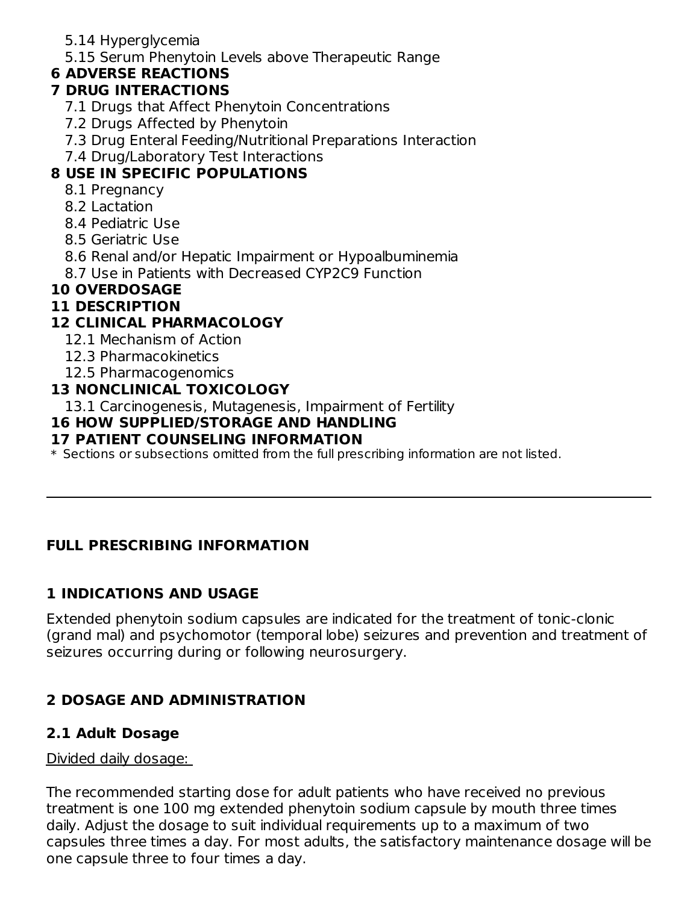5.14 Hyperglycemia
5.15 Serum Phenytoin Levels above Therapeutic Range

**6 ADVERSE REACTIONS**

**7 DRUG INTERACTIONS**

7.1 Drugs that Affect Phenytoin Concentrations
7.2 Drugs Affected by Phenytoin
7.3 Drug Enteral Feeding/Nutritional Preparations Interaction
7.4 Drug/Laboratory Test Interactions

**8 USE IN SPECIFIC POPULATIONS**

8.1 Pregnancy
8.2 Lactation
8.4 Pediatric Use
8.5 Geriatric Use
8.6 Renal and/or Hepatic Impairment or Hypoalbuminemia
8.7 Use in Patients with Decreased CYP2C9 Function

**10 OVERDOSAGE**

**11 DESCRIPTION**

**12 CLINICAL PHARMACOLOGY**

12.1 Mechanism of Action
12.3 Pharmacokinetics
12.5 Pharmacogenomics

**13 NONCLINICAL TOXICOLOGY**

13.1 Carcinogenesis, Mutagenesis, Impairment of Fertility

**16 HOW SUPPLIED/STORAGE AND HANDLING**

**17 PATIENT COUNSELING INFORMATION**

* Sections or subsections omitted from the full prescribing information are not listed.

---

## FULL PRESCRIBING INFORMATION

## 1 INDICATIONS AND USAGE

Extended phenytoin sodium capsules are indicated for the treatment of tonic-clonic (grand mal) and psychomotor (temporal lobe) seizures and prevention and treatment of seizures occurring during or following neurosurgery.

## 2 DOSAGE AND ADMINISTRATION

### 2.1 Adult Dosage

Divided daily dosage:

The recommended starting dose for adult patients who have received no previous treatment is one 100 mg extended phenytoin sodium capsule by mouth three times daily. Adjust the dosage to suit individual requirements up to a maximum of two capsules three times a day. For most adults, the satisfactory maintenance dosage will be one capsule three to four times a day.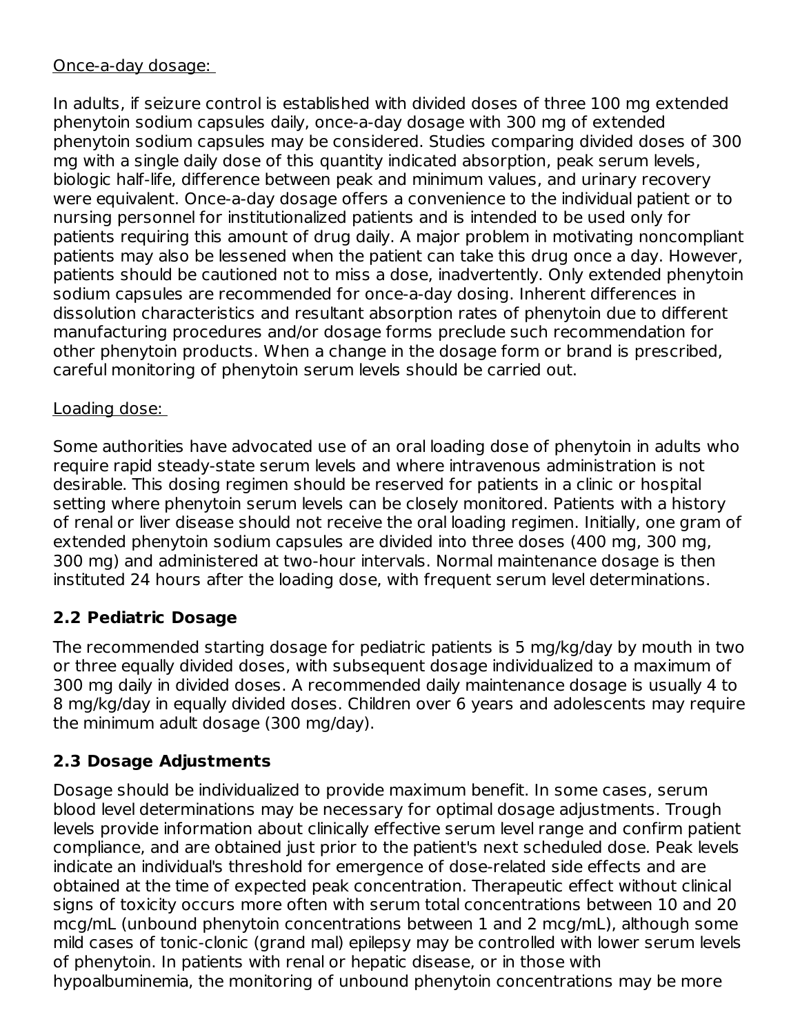Once-a-day dosage:

In adults, if seizure control is established with divided doses of three 100 mg extended phenytoin sodium capsules daily, once-a-day dosage with 300 mg of extended phenytoin sodium capsules may be considered. Studies comparing divided doses of 300 mg with a single daily dose of this quantity indicated absorption, peak serum levels, biologic half-life, difference between peak and minimum values, and urinary recovery were equivalent. Once-a-day dosage offers a convenience to the individual patient or to nursing personnel for institutionalized patients and is intended to be used only for patients requiring this amount of drug daily. A major problem in motivating noncompliant patients may also be lessened when the patient can take this drug once a day. However, patients should be cautioned not to miss a dose, inadvertently. Only extended phenytoin sodium capsules are recommended for once-a-day dosing. Inherent differences in dissolution characteristics and resultant absorption rates of phenytoin due to different manufacturing procedures and/or dosage forms preclude such recommendation for other phenytoin products. When a change in the dosage form or brand is prescribed, careful monitoring of phenytoin serum levels should be carried out.

Loading dose:

Some authorities have advocated use of an oral loading dose of phenytoin in adults who require rapid steady-state serum levels and where intravenous administration is not desirable. This dosing regimen should be reserved for patients in a clinic or hospital setting where phenytoin serum levels can be closely monitored. Patients with a history of renal or liver disease should not receive the oral loading regimen. Initially, one gram of extended phenytoin sodium capsules are divided into three doses (400 mg, 300 mg, 300 mg) and administered at two-hour intervals. Normal maintenance dosage is then instituted 24 hours after the loading dose, with frequent serum level determinations.

## 2.2 Pediatric Dosage

The recommended starting dosage for pediatric patients is 5 mg/kg/day by mouth in two or three equally divided doses, with subsequent dosage individualized to a maximum of 300 mg daily in divided doses. A recommended daily maintenance dosage is usually 4 to 8 mg/kg/day in equally divided doses. Children over 6 years and adolescents may require the minimum adult dosage (300 mg/day).

## 2.3 Dosage Adjustments

Dosage should be individualized to provide maximum benefit. In some cases, serum blood level determinations may be necessary for optimal dosage adjustments. Trough levels provide information about clinically effective serum level range and confirm patient compliance, and are obtained just prior to the patient's next scheduled dose. Peak levels indicate an individual's threshold for emergence of dose-related side effects and are obtained at the time of expected peak concentration. Therapeutic effect without clinical signs of toxicity occurs more often with serum total concentrations between 10 and 20 mcg/mL (unbound phenytoin concentrations between 1 and 2 mcg/mL), although some mild cases of tonic-clonic (grand mal) epilepsy may be controlled with lower serum levels of phenytoin. In patients with renal or hepatic disease, or in those with hypoalbuminemia, the monitoring of unbound phenytoin concentrations may be more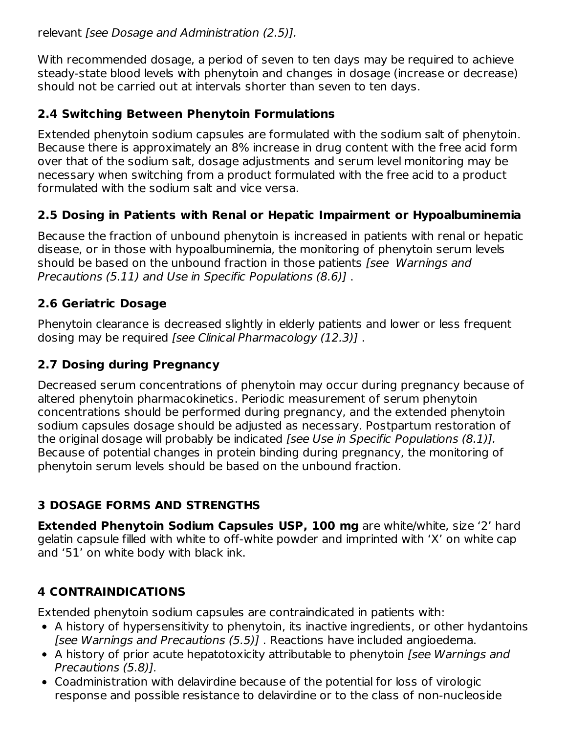relevant *[see Dosage and Administration (2.5)].*

With recommended dosage, a period of seven to ten days may be required to achieve steady-state blood levels with phenytoin and changes in dosage (increase or decrease) should not be carried out at intervals shorter than seven to ten days.

### 2.4 Switching Between Phenytoin Formulations

Extended phenytoin sodium capsules are formulated with the sodium salt of phenytoin. Because there is approximately an 8% increase in drug content with the free acid form over that of the sodium salt, dosage adjustments and serum level monitoring may be necessary when switching from a product formulated with the free acid to a product formulated with the sodium salt and vice versa.

### 2.5 Dosing in Patients with Renal or Hepatic Impairment or Hypoalbuminemia

Because the fraction of unbound phenytoin is increased in patients with renal or hepatic disease, or in those with hypoalbuminemia, the monitoring of phenytoin serum levels should be based on the unbound fraction in those patients *[see Warnings and Precautions (5.11) and Use in Specific Populations (8.6)]* .

### 2.6 Geriatric Dosage

Phenytoin clearance is decreased slightly in elderly patients and lower or less frequent dosing may be required *[see Clinical Pharmacology (12.3)]* .

### 2.7 Dosing during Pregnancy

Decreased serum concentrations of phenytoin may occur during pregnancy because of altered phenytoin pharmacokinetics. Periodic measurement of serum phenytoin concentrations should be performed during pregnancy, and the extended phenytoin sodium capsules dosage should be adjusted as necessary. Postpartum restoration of the original dosage will probably be indicated *[see Use in Specific Populations (8.1)].* Because of potential changes in protein binding during pregnancy, the monitoring of phenytoin serum levels should be based on the unbound fraction.

## 3 DOSAGE FORMS AND STRENGTHS

**Extended Phenytoin Sodium Capsules USP, 100 mg** are white/white, size '2' hard gelatin capsule filled with white to off-white powder and imprinted with 'X' on white cap and '51' on white body with black ink.

## 4 CONTRAINDICATIONS

Extended phenytoin sodium capsules are contraindicated in patients with:

- A history of hypersensitivity to phenytoin, its inactive ingredients, or other hydantoins *[see Warnings and Precautions (5.5)]* . Reactions have included angioedema.
- A history of prior acute hepatotoxicity attributable to phenytoin *[see Warnings and Precautions (5.8)].*
- Coadministration with delavirdine because of the potential for loss of virologic response and possible resistance to delavirdine or to the class of non-nucleoside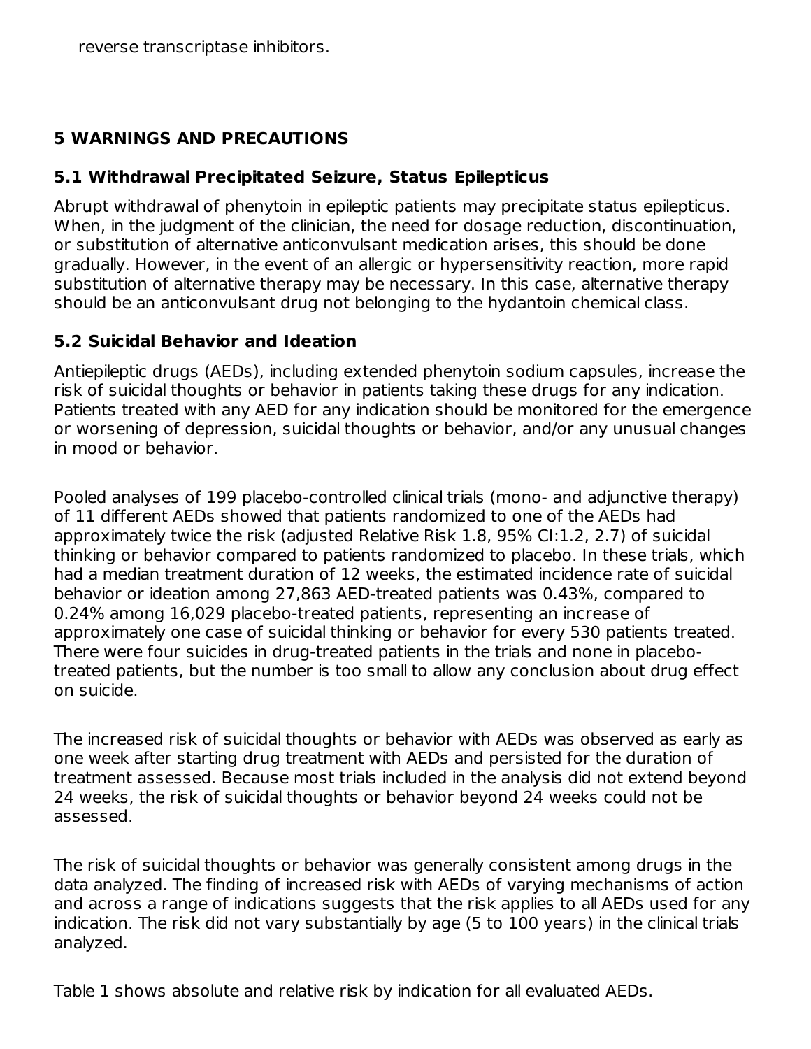reverse transcriptase inhibitors.

## 5 WARNINGS AND PRECAUTIONS

### 5.1 Withdrawal Precipitated Seizure, Status Epilepticus

Abrupt withdrawal of phenytoin in epileptic patients may precipitate status epilepticus. When, in the judgment of the clinician, the need for dosage reduction, discontinuation, or substitution of alternative anticonvulsant medication arises, this should be done gradually. However, in the event of an allergic or hypersensitivity reaction, more rapid substitution of alternative therapy may be necessary. In this case, alternative therapy should be an anticonvulsant drug not belonging to the hydantoin chemical class.

### 5.2 Suicidal Behavior and Ideation

Antiepileptic drugs (AEDs), including extended phenytoin sodium capsules, increase the risk of suicidal thoughts or behavior in patients taking these drugs for any indication. Patients treated with any AED for any indication should be monitored for the emergence or worsening of depression, suicidal thoughts or behavior, and/or any unusual changes in mood or behavior.

Pooled analyses of 199 placebo-controlled clinical trials (mono- and adjunctive therapy) of 11 different AEDs showed that patients randomized to one of the AEDs had approximately twice the risk (adjusted Relative Risk 1.8, 95% CI:1.2, 2.7) of suicidal thinking or behavior compared to patients randomized to placebo. In these trials, which had a median treatment duration of 12 weeks, the estimated incidence rate of suicidal behavior or ideation among 27,863 AED-treated patients was 0.43%, compared to 0.24% among 16,029 placebo-treated patients, representing an increase of approximately one case of suicidal thinking or behavior for every 530 patients treated. There were four suicides in drug-treated patients in the trials and none in placebo-treated patients, but the number is too small to allow any conclusion about drug effect on suicide.

The increased risk of suicidal thoughts or behavior with AEDs was observed as early as one week after starting drug treatment with AEDs and persisted for the duration of treatment assessed. Because most trials included in the analysis did not extend beyond 24 weeks, the risk of suicidal thoughts or behavior beyond 24 weeks could not be assessed.

The risk of suicidal thoughts or behavior was generally consistent among drugs in the data analyzed. The finding of increased risk with AEDs of varying mechanisms of action and across a range of indications suggests that the risk applies to all AEDs used for any indication. The risk did not vary substantially by age (5 to 100 years) in the clinical trials analyzed.

Table 1 shows absolute and relative risk by indication for all evaluated AEDs.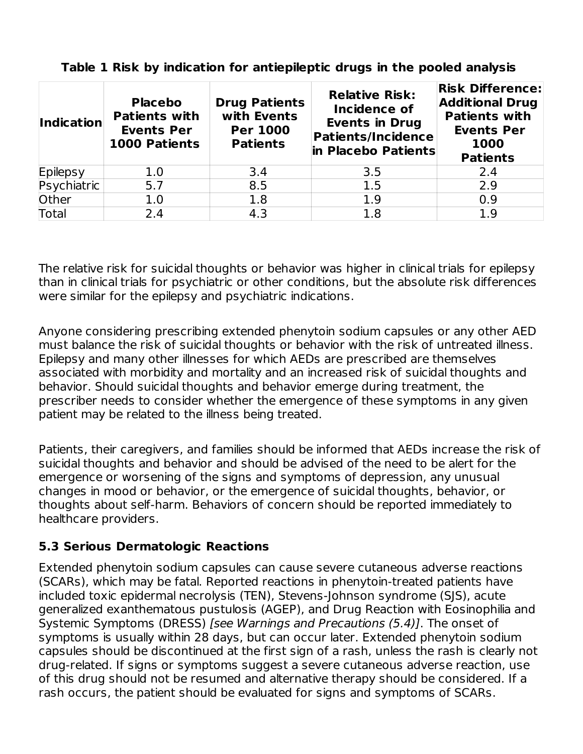**Table 1 Risk by indication for antiepileptic drugs in the pooled analysis**

| Indication | Placebo Patients with Events Per 1000 Patients | Drug Patients with Events Per 1000 Patients | Relative Risk: Incidence of Events in Drug Patients/Incidence in Placebo Patients | Risk Difference: Additional Drug Patients with Events Per 1000 Patients |
|---|---|---|---|---|
| Epilepsy | 1.0 | 3.4 | 3.5 | 2.4 |
| Psychiatric | 5.7 | 8.5 | 1.5 | 2.9 |
| Other | 1.0 | 1.8 | 1.9 | 0.9 |
| Total | 2.4 | 4.3 | 1.8 | 1.9 |

The relative risk for suicidal thoughts or behavior was higher in clinical trials for epilepsy than in clinical trials for psychiatric or other conditions, but the absolute risk differences were similar for the epilepsy and psychiatric indications.

Anyone considering prescribing extended phenytoin sodium capsules or any other AED must balance the risk of suicidal thoughts or behavior with the risk of untreated illness. Epilepsy and many other illnesses for which AEDs are prescribed are themselves associated with morbidity and mortality and an increased risk of suicidal thoughts and behavior. Should suicidal thoughts and behavior emerge during treatment, the prescriber needs to consider whether the emergence of these symptoms in any given patient may be related to the illness being treated.

Patients, their caregivers, and families should be informed that AEDs increase the risk of suicidal thoughts and behavior and should be advised of the need to be alert for the emergence or worsening of the signs and symptoms of depression, any unusual changes in mood or behavior, or the emergence of suicidal thoughts, behavior, or thoughts about self-harm. Behaviors of concern should be reported immediately to healthcare providers.

### 5.3 Serious Dermatologic Reactions

Extended phenytoin sodium capsules can cause severe cutaneous adverse reactions (SCARs), which may be fatal. Reported reactions in phenytoin-treated patients have included toxic epidermal necrolysis (TEN), Stevens-Johnson syndrome (SJS), acute generalized exanthematous pustulosis (AGEP), and Drug Reaction with Eosinophilia and Systemic Symptoms (DRESS) *[see Warnings and Precautions (5.4)]*. The onset of symptoms is usually within 28 days, but can occur later. Extended phenytoin sodium capsules should be discontinued at the first sign of a rash, unless the rash is clearly not drug-related. If signs or symptoms suggest a severe cutaneous adverse reaction, use of this drug should not be resumed and alternative therapy should be considered. If a rash occurs, the patient should be evaluated for signs and symptoms of SCARs.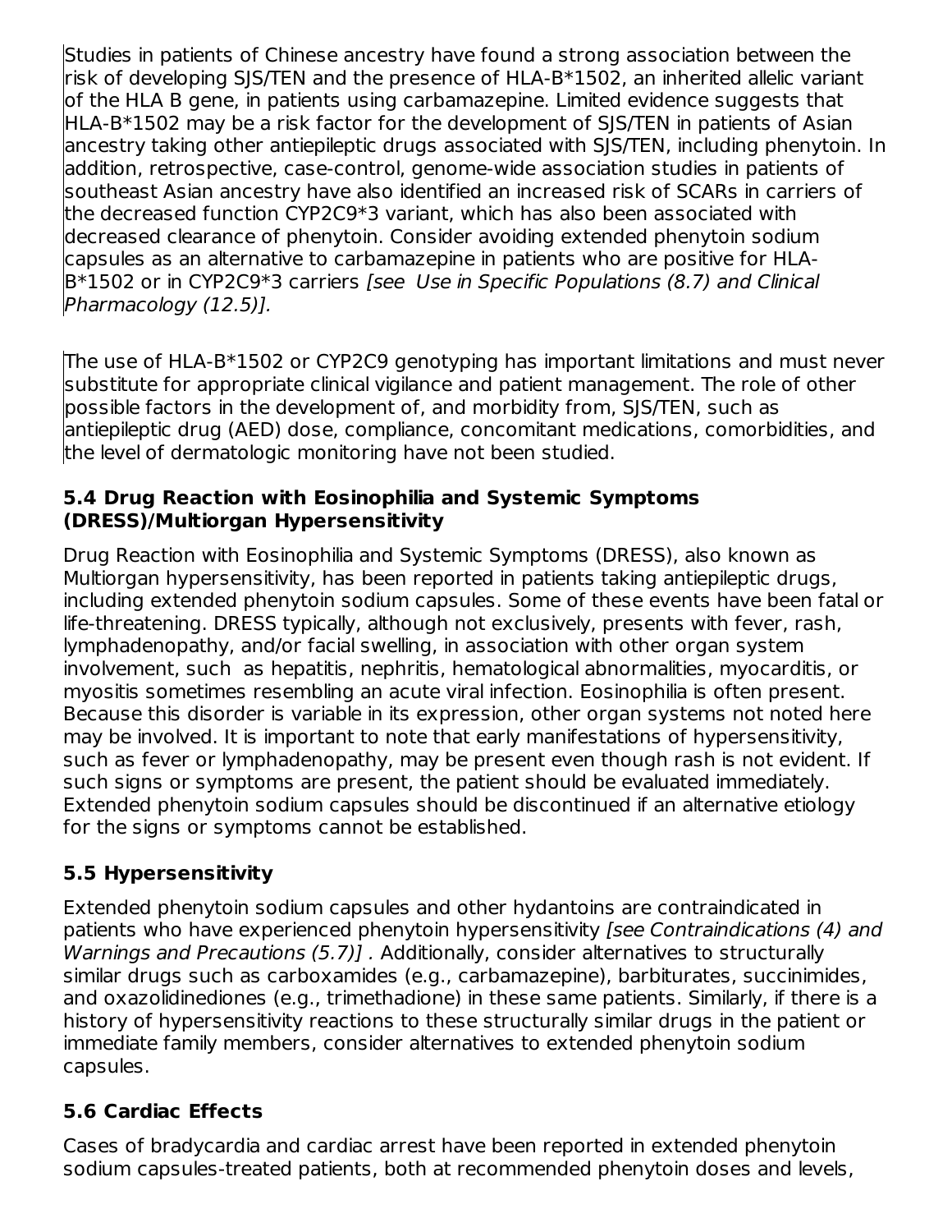Studies in patients of Chinese ancestry have found a strong association between the risk of developing SJS/TEN and the presence of HLA-B*1502, an inherited allelic variant of the HLA B gene, in patients using carbamazepine. Limited evidence suggests that HLA-B*1502 may be a risk factor for the development of SJS/TEN in patients of Asian ancestry taking other antiepileptic drugs associated with SJS/TEN, including phenytoin. In addition, retrospective, case-control, genome-wide association studies in patients of southeast Asian ancestry have also identified an increased risk of SCARs in carriers of the decreased function CYP2C9*3 variant, which has also been associated with decreased clearance of phenytoin. Consider avoiding extended phenytoin sodium capsules as an alternative to carbamazepine in patients who are positive for HLA-B*1502 or in CYP2C9*3 carriers *[see Use in Specific Populations (8.7) and Clinical Pharmacology (12.5)].*

The use of HLA-B*1502 or CYP2C9 genotyping has important limitations and must never substitute for appropriate clinical vigilance and patient management. The role of other possible factors in the development of, and morbidity from, SJS/TEN, such as antiepileptic drug (AED) dose, compliance, concomitant medications, comorbidities, and the level of dermatologic monitoring have not been studied.

### 5.4 Drug Reaction with Eosinophilia and Systemic Symptoms (DRESS)/Multiorgan Hypersensitivity

Drug Reaction with Eosinophilia and Systemic Symptoms (DRESS), also known as Multiorgan hypersensitivity, has been reported in patients taking antiepileptic drugs, including extended phenytoin sodium capsules. Some of these events have been fatal or life-threatening. DRESS typically, although not exclusively, presents with fever, rash, lymphadenopathy, and/or facial swelling, in association with other organ system involvement, such as hepatitis, nephritis, hematological abnormalities, myocarditis, or myositis sometimes resembling an acute viral infection. Eosinophilia is often present. Because this disorder is variable in its expression, other organ systems not noted here may be involved. It is important to note that early manifestations of hypersensitivity, such as fever or lymphadenopathy, may be present even though rash is not evident. If such signs or symptoms are present, the patient should be evaluated immediately. Extended phenytoin sodium capsules should be discontinued if an alternative etiology for the signs or symptoms cannot be established.

### 5.5 Hypersensitivity

Extended phenytoin sodium capsules and other hydantoins are contraindicated in patients who have experienced phenytoin hypersensitivity *[see Contraindications (4) and Warnings and Precautions (5.7)]* . Additionally, consider alternatives to structurally similar drugs such as carboxamides (e.g., carbamazepine), barbiturates, succinimides, and oxazolidinediones (e.g., trimethadione) in these same patients. Similarly, if there is a history of hypersensitivity reactions to these structurally similar drugs in the patient or immediate family members, consider alternatives to extended phenytoin sodium capsules.

### 5.6 Cardiac Effects

Cases of bradycardia and cardiac arrest have been reported in extended phenytoin sodium capsules-treated patients, both at recommended phenytoin doses and levels,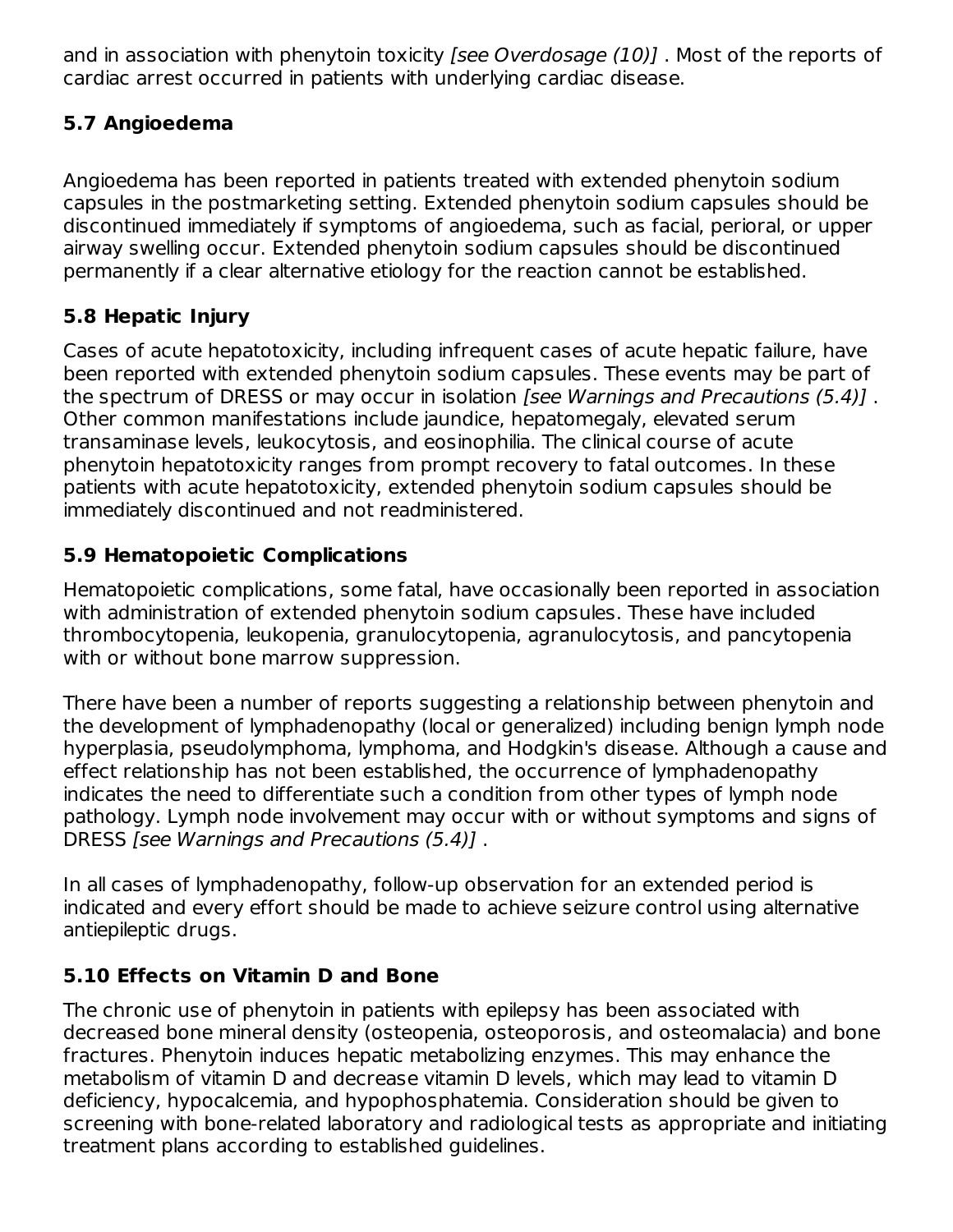and in association with phenytoin toxicity *[see Overdosage (10)]* . Most of the reports of cardiac arrest occurred in patients with underlying cardiac disease.

### 5.7 Angioedema

Angioedema has been reported in patients treated with extended phenytoin sodium capsules in the postmarketing setting. Extended phenytoin sodium capsules should be discontinued immediately if symptoms of angioedema, such as facial, perioral, or upper airway swelling occur. Extended phenytoin sodium capsules should be discontinued permanently if a clear alternative etiology for the reaction cannot be established.

### 5.8 Hepatic Injury

Cases of acute hepatotoxicity, including infrequent cases of acute hepatic failure, have been reported with extended phenytoin sodium capsules. These events may be part of the spectrum of DRESS or may occur in isolation *[see Warnings and Precautions (5.4)]* . Other common manifestations include jaundice, hepatomegaly, elevated serum transaminase levels, leukocytosis, and eosinophilia. The clinical course of acute phenytoin hepatotoxicity ranges from prompt recovery to fatal outcomes. In these patients with acute hepatotoxicity, extended phenytoin sodium capsules should be immediately discontinued and not readministered.

### 5.9 Hematopoietic Complications

Hematopoietic complications, some fatal, have occasionally been reported in association with administration of extended phenytoin sodium capsules. These have included thrombocytopenia, leukopenia, granulocytopenia, agranulocytosis, and pancytopenia with or without bone marrow suppression.

There have been a number of reports suggesting a relationship between phenytoin and the development of lymphadenopathy (local or generalized) including benign lymph node hyperplasia, pseudolymphoma, lymphoma, and Hodgkin's disease. Although a cause and effect relationship has not been established, the occurrence of lymphadenopathy indicates the need to differentiate such a condition from other types of lymph node pathology. Lymph node involvement may occur with or without symptoms and signs of DRESS *[see Warnings and Precautions (5.4)]* .

In all cases of lymphadenopathy, follow-up observation for an extended period is indicated and every effort should be made to achieve seizure control using alternative antiepileptic drugs.

### 5.10 Effects on Vitamin D and Bone

The chronic use of phenytoin in patients with epilepsy has been associated with decreased bone mineral density (osteopenia, osteoporosis, and osteomalacia) and bone fractures. Phenytoin induces hepatic metabolizing enzymes. This may enhance the metabolism of vitamin D and decrease vitamin D levels, which may lead to vitamin D deficiency, hypocalcemia, and hypophosphatemia. Consideration should be given to screening with bone-related laboratory and radiological tests as appropriate and initiating treatment plans according to established guidelines.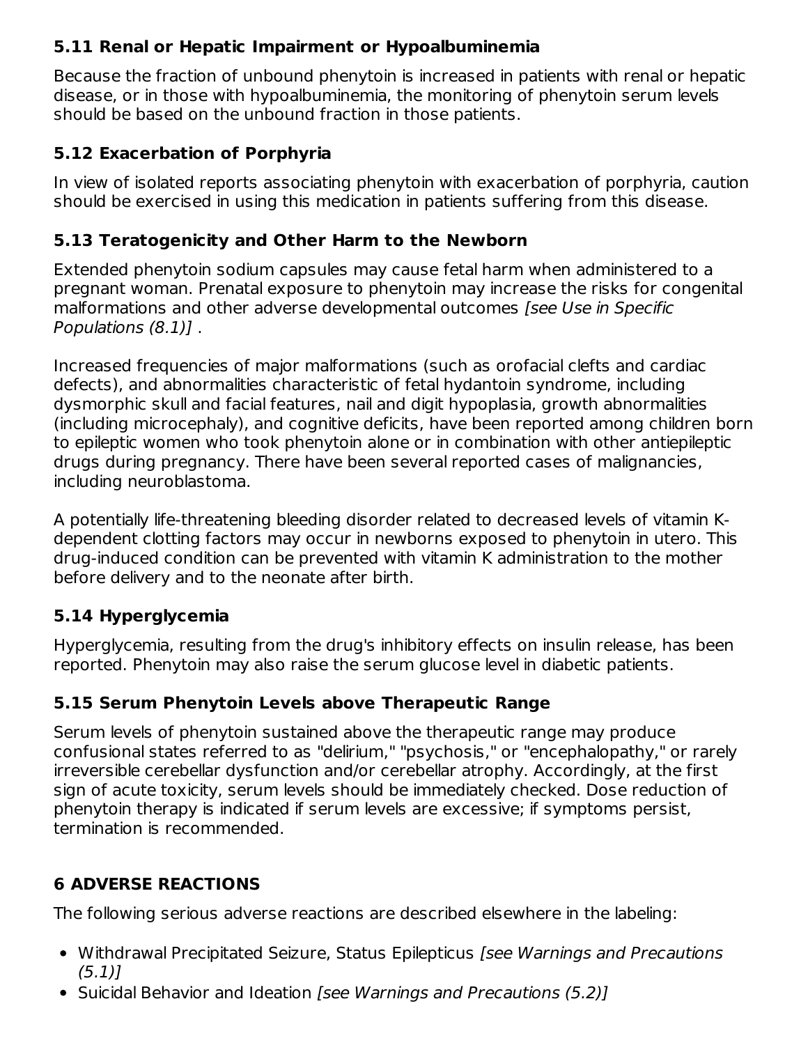### 5.11 Renal or Hepatic Impairment or Hypoalbuminemia

Because the fraction of unbound phenytoin is increased in patients with renal or hepatic disease, or in those with hypoalbuminemia, the monitoring of phenytoin serum levels should be based on the unbound fraction in those patients.

### 5.12 Exacerbation of Porphyria

In view of isolated reports associating phenytoin with exacerbation of porphyria, caution should be exercised in using this medication in patients suffering from this disease.

### 5.13 Teratogenicity and Other Harm to the Newborn

Extended phenytoin sodium capsules may cause fetal harm when administered to a pregnant woman. Prenatal exposure to phenytoin may increase the risks for congenital malformations and other adverse developmental outcomes *[see Use in Specific Populations (8.1)]* .

Increased frequencies of major malformations (such as orofacial clefts and cardiac defects), and abnormalities characteristic of fetal hydantoin syndrome, including dysmorphic skull and facial features, nail and digit hypoplasia, growth abnormalities (including microcephaly), and cognitive deficits, have been reported among children born to epileptic women who took phenytoin alone or in combination with other antiepileptic drugs during pregnancy. There have been several reported cases of malignancies, including neuroblastoma.

A potentially life-threatening bleeding disorder related to decreased levels of vitamin K-dependent clotting factors may occur in newborns exposed to phenytoin in utero. This drug-induced condition can be prevented with vitamin K administration to the mother before delivery and to the neonate after birth.

### 5.14 Hyperglycemia

Hyperglycemia, resulting from the drug's inhibitory effects on insulin release, has been reported. Phenytoin may also raise the serum glucose level in diabetic patients.

### 5.15 Serum Phenytoin Levels above Therapeutic Range

Serum levels of phenytoin sustained above the therapeutic range may produce confusional states referred to as "delirium," "psychosis," or "encephalopathy," or rarely irreversible cerebellar dysfunction and/or cerebellar atrophy. Accordingly, at the first sign of acute toxicity, serum levels should be immediately checked. Dose reduction of phenytoin therapy is indicated if serum levels are excessive; if symptoms persist, termination is recommended.

## 6 ADVERSE REACTIONS

The following serious adverse reactions are described elsewhere in the labeling:

- Withdrawal Precipitated Seizure, Status Epilepticus *[see Warnings and Precautions (5.1)]*
- Suicidal Behavior and Ideation *[see Warnings and Precautions (5.2)]*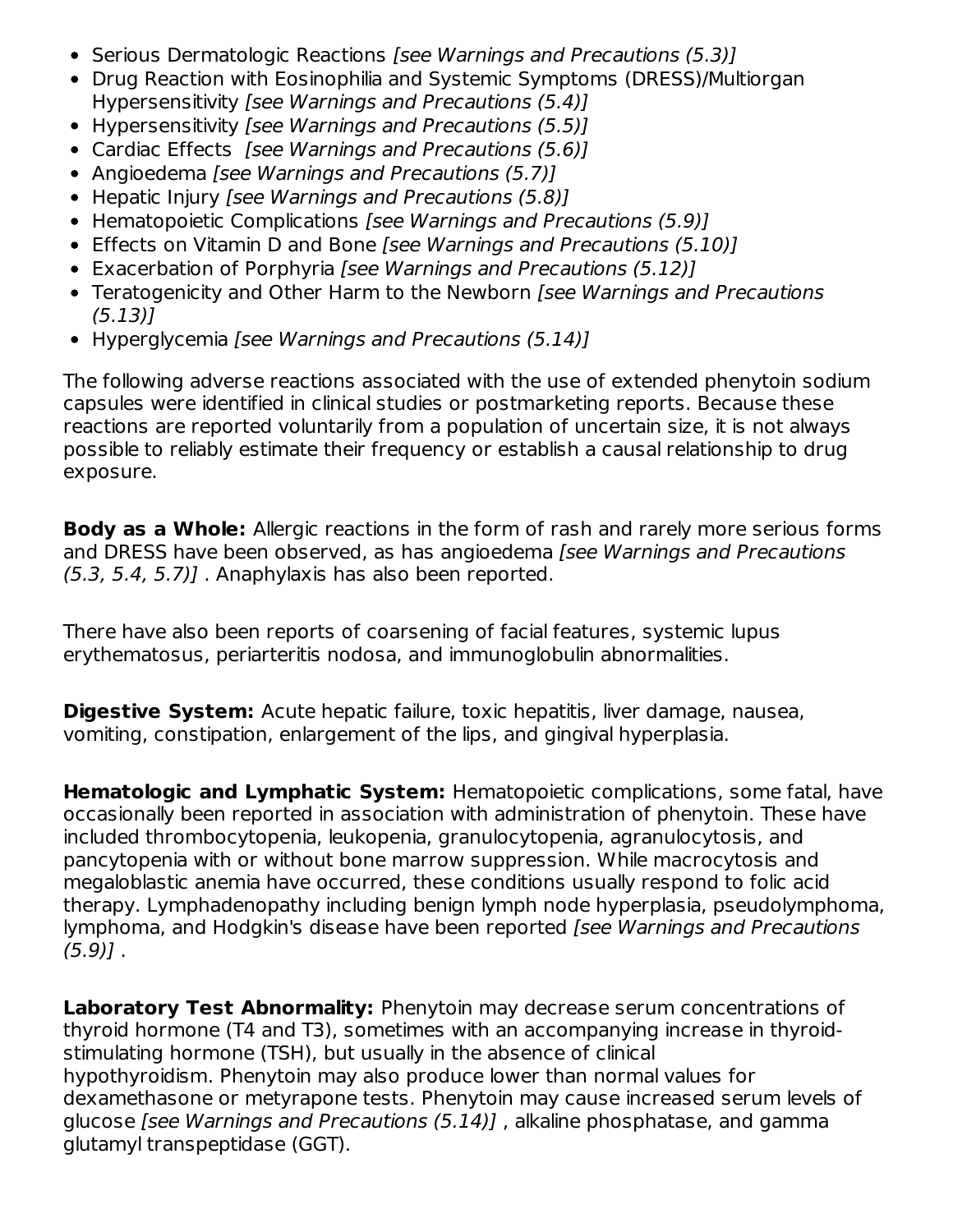- Serious Dermatologic Reactions *[see Warnings and Precautions (5.3)]*
- Drug Reaction with Eosinophilia and Systemic Symptoms (DRESS)/Multiorgan Hypersensitivity *[see Warnings and Precautions (5.4)]*
- Hypersensitivity *[see Warnings and Precautions (5.5)]*
- Cardiac Effects *[see Warnings and Precautions (5.6)]*
- Angioedema *[see Warnings and Precautions (5.7)]*
- Hepatic Injury *[see Warnings and Precautions (5.8)]*
- Hematopoietic Complications *[see Warnings and Precautions (5.9)]*
- Effects on Vitamin D and Bone *[see Warnings and Precautions (5.10)]*
- Exacerbation of Porphyria *[see Warnings and Precautions (5.12)]*
- Teratogenicity and Other Harm to the Newborn *[see Warnings and Precautions (5.13)]*
- Hyperglycemia *[see Warnings and Precautions (5.14)]*

The following adverse reactions associated with the use of extended phenytoin sodium capsules were identified in clinical studies or postmarketing reports. Because these reactions are reported voluntarily from a population of uncertain size, it is not always possible to reliably estimate their frequency or establish a causal relationship to drug exposure.

**Body as a Whole:** Allergic reactions in the form of rash and rarely more serious forms and DRESS have been observed, as has angioedema *[see Warnings and Precautions (5.3, 5.4, 5.7)]* . Anaphylaxis has also been reported.

There have also been reports of coarsening of facial features, systemic lupus erythematosus, periarteritis nodosa, and immunoglobulin abnormalities.

**Digestive System:** Acute hepatic failure, toxic hepatitis, liver damage, nausea, vomiting, constipation, enlargement of the lips, and gingival hyperplasia.

**Hematologic and Lymphatic System:** Hematopoietic complications, some fatal, have occasionally been reported in association with administration of phenytoin. These have included thrombocytopenia, leukopenia, granulocytopenia, agranulocytosis, and pancytopenia with or without bone marrow suppression. While macrocytosis and megaloblastic anemia have occurred, these conditions usually respond to folic acid therapy. Lymphadenopathy including benign lymph node hyperplasia, pseudolymphoma, lymphoma, and Hodgkin's disease have been reported *[see Warnings and Precautions (5.9)]* .

**Laboratory Test Abnormality:** Phenytoin may decrease serum concentrations of thyroid hormone (T4 and T3), sometimes with an accompanying increase in thyroid-stimulating hormone (TSH), but usually in the absence of clinical hypothyroidism. Phenytoin may also produce lower than normal values for dexamethasone or metyrapone tests. Phenytoin may cause increased serum levels of glucose *[see Warnings and Precautions (5.14)]* , alkaline phosphatase, and gamma glutamyl transpeptidase (GGT).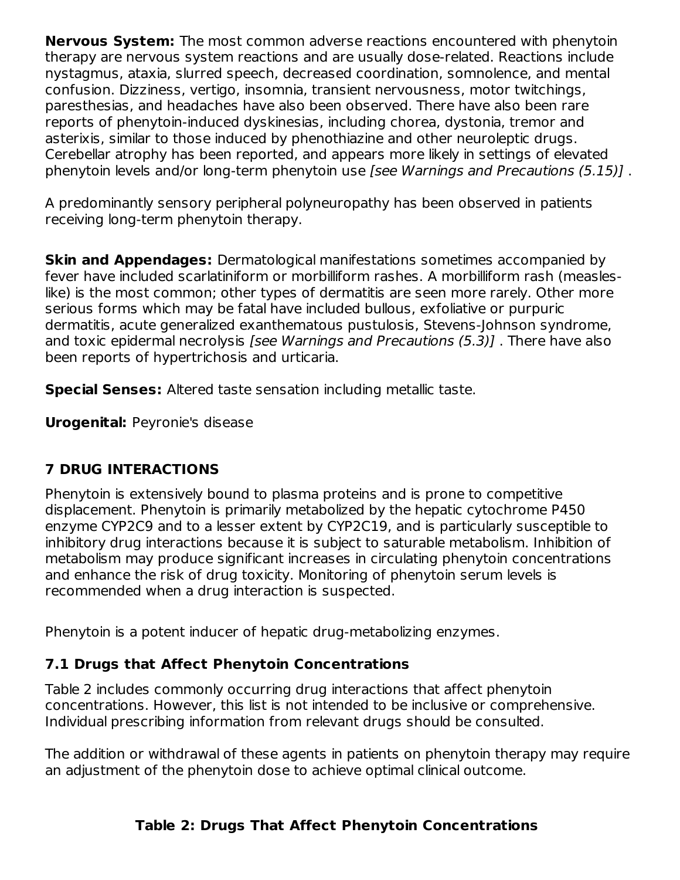**Nervous System:** The most common adverse reactions encountered with phenytoin therapy are nervous system reactions and are usually dose-related. Reactions include nystagmus, ataxia, slurred speech, decreased coordination, somnolence, and mental confusion. Dizziness, vertigo, insomnia, transient nervousness, motor twitchings, paresthesias, and headaches have also been observed. There have also been rare reports of phenytoin-induced dyskinesias, including chorea, dystonia, tremor and asterixis, similar to those induced by phenothiazine and other neuroleptic drugs. Cerebellar atrophy has been reported, and appears more likely in settings of elevated phenytoin levels and/or long-term phenytoin use *[see Warnings and Precautions (5.15)]* .

A predominantly sensory peripheral polyneuropathy has been observed in patients receiving long-term phenytoin therapy.

**Skin and Appendages:** Dermatological manifestations sometimes accompanied by fever have included scarlatiniform or morbilliform rashes. A morbilliform rash (measles-like) is the most common; other types of dermatitis are seen more rarely. Other more serious forms which may be fatal have included bullous, exfoliative or purpuric dermatitis, acute generalized exanthematous pustulosis, Stevens-Johnson syndrome, and toxic epidermal necrolysis *[see Warnings and Precautions (5.3)]* . There have also been reports of hypertrichosis and urticaria.

**Special Senses:** Altered taste sensation including metallic taste.

**Urogenital:** Peyronie's disease

## 7 DRUG INTERACTIONS

Phenytoin is extensively bound to plasma proteins and is prone to competitive displacement. Phenytoin is primarily metabolized by the hepatic cytochrome P450 enzyme CYP2C9 and to a lesser extent by CYP2C19, and is particularly susceptible to inhibitory drug interactions because it is subject to saturable metabolism. Inhibition of metabolism may produce significant increases in circulating phenytoin concentrations and enhance the risk of drug toxicity. Monitoring of phenytoin serum levels is recommended when a drug interaction is suspected.

Phenytoin is a potent inducer of hepatic drug-metabolizing enzymes.

### 7.1 Drugs that Affect Phenytoin Concentrations

Table 2 includes commonly occurring drug interactions that affect phenytoin concentrations. However, this list is not intended to be inclusive or comprehensive. Individual prescribing information from relevant drugs should be consulted.

The addition or withdrawal of these agents in patients on phenytoin therapy may require an adjustment of the phenytoin dose to achieve optimal clinical outcome.

**Table 2: Drugs That Affect Phenytoin Concentrations**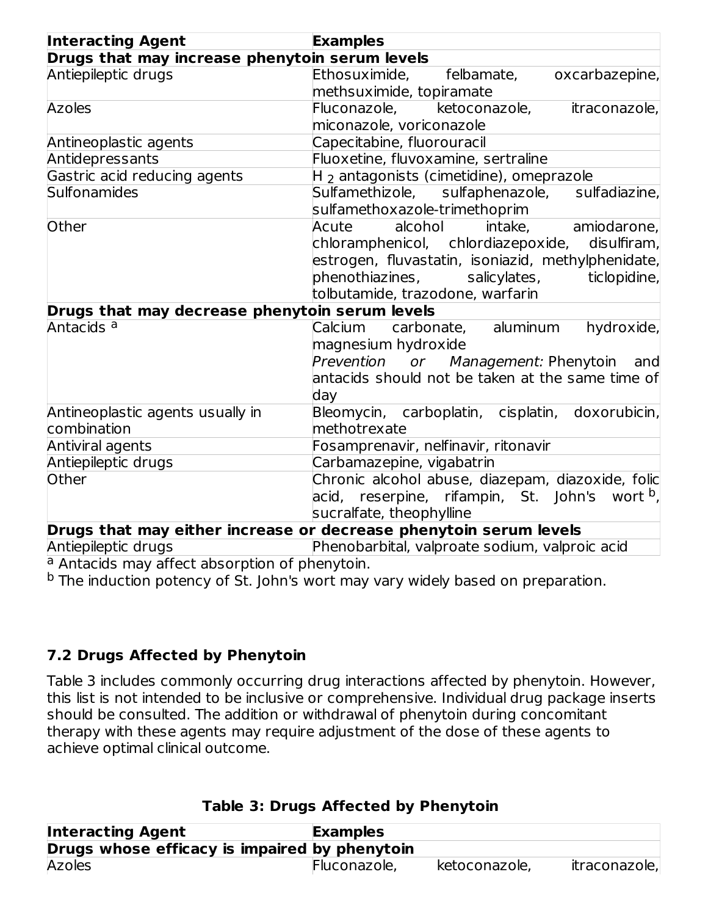| Interacting Agent | Examples |
|---|---|
| **Drugs that may increase phenytoin serum levels** | |
| Antiepileptic drugs | Ethosuximide, felbamate, oxcarbazepine, methsuximide, topiramate |
| Azoles | Fluconazole, ketoconazole, itraconazole, miconazole, voriconazole |
| Antineoplastic agents | Capecitabine, fluorouracil |
| Antidepressants | Fluoxetine, fluvoxamine, sertraline |
| Gastric acid reducing agents | $H_2$ antagonists (cimetidine), omeprazole |
| Sulfonamides | Sulfamethizole, sulfaphenazole, sulfadiazine, sulfamethoxazole-trimethoprim |
| Other | Acute alcohol intake, amiodarone, chloramphenicol, chlordiazepoxide, disulfiram, estrogen, fluvastatin, isoniazid, methylphenidate, phenothiazines, salicylates, ticlopidine, tolbutamide, trazodone, warfarin |
| **Drugs that may decrease phenytoin serum levels** | |
| Antacids [a] | Calcium carbonate, aluminum hydroxide, magnesium hydroxide<br>*Prevention or Management:* Phenytoin and antacids should not be taken at the same time of day |
| Antineoplastic agents usually in combination | Bleomycin, carboplatin, cisplatin, doxorubicin, methotrexate |
| Antiviral agents | Fosamprenavir, nelfinavir, ritonavir |
| Antiepileptic drugs | Carbamazepine, vigabatrin |
| Other | Chronic alcohol abuse, diazepam, diazoxide, folic acid, reserpine, rifampin, St. John's wort [b], sucralfate, theophylline |
| **Drugs that may either increase or decrease phenytoin serum levels** | |
| Antiepileptic drugs | Phenobarbital, valproate sodium, valproic acid |

[a] Antacids may affect absorption of phenytoin.

[b] The induction potency of St. John's wort may vary widely based on preparation.

### 7.2 Drugs Affected by Phenytoin

Table 3 includes commonly occurring drug interactions affected by phenytoin. However, this list is not intended to be inclusive or comprehensive. Individual drug package inserts should be consulted. The addition or withdrawal of phenytoin during concomitant therapy with these agents may require adjustment of the dose of these agents to achieve optimal clinical outcome.

**Table 3: Drugs Affected by Phenytoin**

| Interacting Agent | Examples |
|---|---|
| **Drugs whose efficacy is impaired by phenytoin** | |
| Azoles | Fluconazole, ketoconazole, itraconazole, |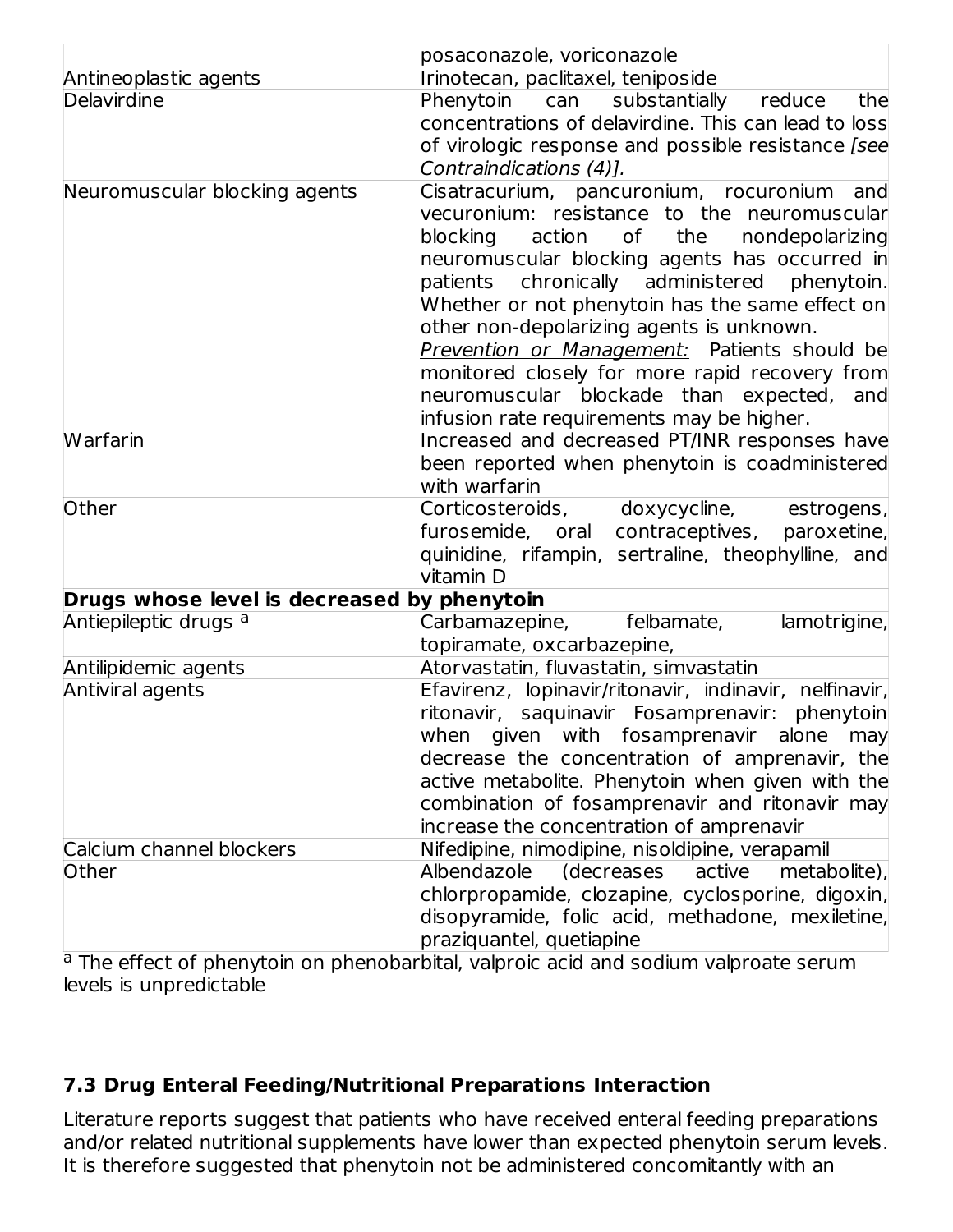| | |
|---|---|
| | posaconazole, voriconazole |
| Antineoplastic agents | Irinotecan, paclitaxel, teniposide |
| Delavirdine | Phenytoin can substantially reduce the concentrations of delavirdine. This can lead to loss of virologic response and possible resistance *[see Contraindications (4)].* |
| Neuromuscular blocking agents | Cisatracurium, pancuronium, rocuronium and vecuronium: resistance to the neuromuscular blocking action of the nondepolarizing neuromuscular blocking agents has occurred in patients chronically administered phenytoin. Whether or not phenytoin has the same effect on other non-depolarizing agents is unknown. <u>*Prevention or Management:*</u> Patients should be monitored closely for more rapid recovery from neuromuscular blockade than expected, and infusion rate requirements may be higher. |
| Warfarin | Increased and decreased PT/INR responses have been reported when phenytoin is coadministered with warfarin |
| Other | Corticosteroids, doxycycline, estrogens, furosemide, oral contraceptives, paroxetine, quinidine, rifampin, sertraline, theophylline, and vitamin D |
| **Drugs whose level is decreased by phenytoin** | |
| Antiepileptic drugs [a] | Carbamazepine, felbamate, lamotrigine, topiramate, oxcarbazepine, |
| Antilipidemic agents | Atorvastatin, fluvastatin, simvastatin |
| Antiviral agents | Efavirenz, lopinavir/ritonavir, indinavir, nelfinavir, ritonavir, saquinavir Fosamprenavir: phenytoin when given with fosamprenavir alone may decrease the concentration of amprenavir, the active metabolite. Phenytoin when given with the combination of fosamprenavir and ritonavir may increase the concentration of amprenavir |
| Calcium channel blockers | Nifedipine, nimodipine, nisoldipine, verapamil |
| Other | Albendazole (decreases active metabolite), chlorpropamide, clozapine, cyclosporine, digoxin, disopyramide, folic acid, methadone, mexiletine, praziquantel, quetiapine |

[a] The effect of phenytoin on phenobarbital, valproic acid and sodium valproate serum levels is unpredictable

### 7.3 Drug Enteral Feeding/Nutritional Preparations Interaction

Literature reports suggest that patients who have received enteral feeding preparations and/or related nutritional supplements have lower than expected phenytoin serum levels. It is therefore suggested that phenytoin not be administered concomitantly with an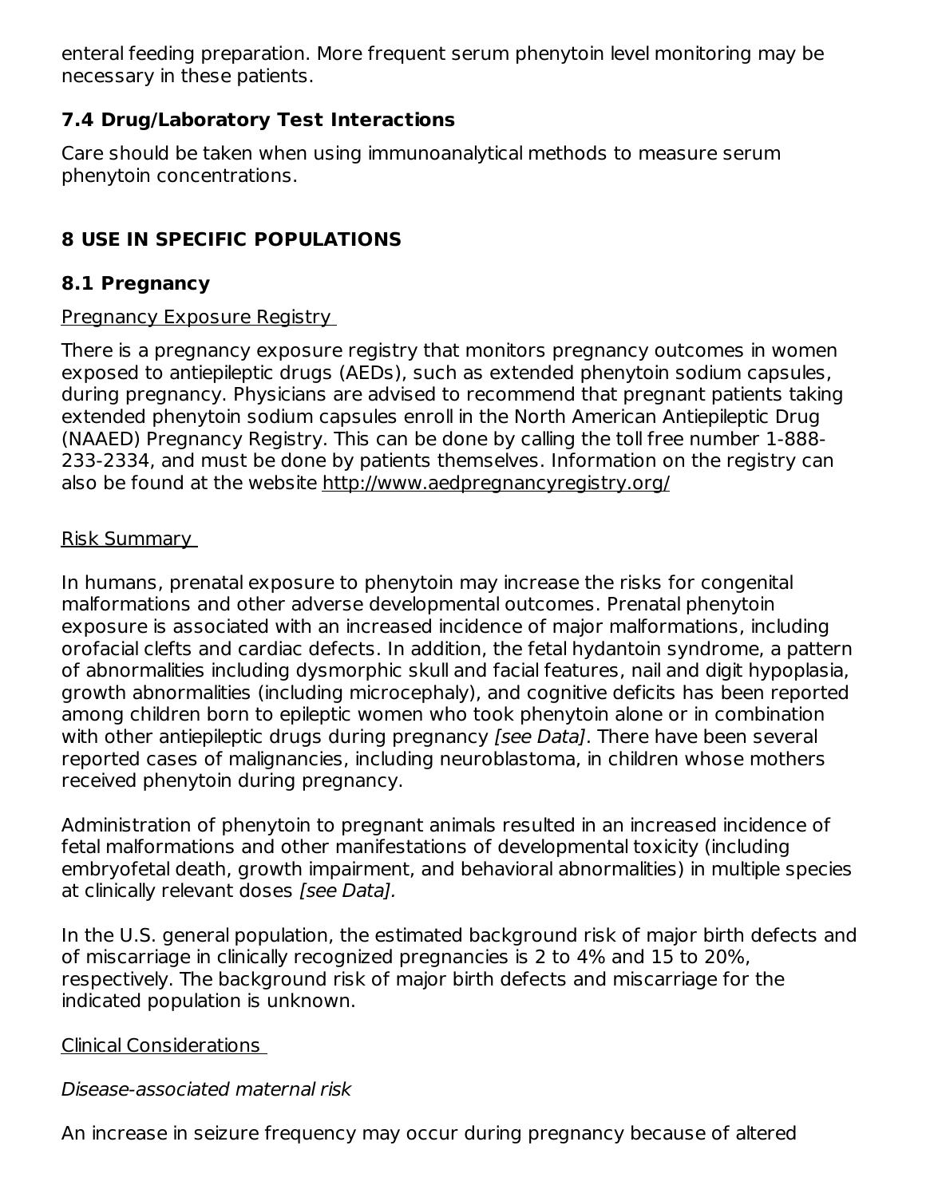enteral feeding preparation. More frequent serum phenytoin level monitoring may be necessary in these patients.

### 7.4 Drug/Laboratory Test Interactions

Care should be taken when using immunoanalytical methods to measure serum phenytoin concentrations.

## 8 USE IN SPECIFIC POPULATIONS

### 8.1 Pregnancy

Pregnancy Exposure Registry

There is a pregnancy exposure registry that monitors pregnancy outcomes in women exposed to antiepileptic drugs (AEDs), such as extended phenytoin sodium capsules, during pregnancy. Physicians are advised to recommend that pregnant patients taking extended phenytoin sodium capsules enroll in the North American Antiepileptic Drug (NAAED) Pregnancy Registry. This can be done by calling the toll free number 1-888-233-2334, and must be done by patients themselves. Information on the registry can also be found at the website http://www.aedpregnancyregistry.org/

Risk Summary

In humans, prenatal exposure to phenytoin may increase the risks for congenital malformations and other adverse developmental outcomes. Prenatal phenytoin exposure is associated with an increased incidence of major malformations, including orofacial clefts and cardiac defects. In addition, the fetal hydantoin syndrome, a pattern of abnormalities including dysmorphic skull and facial features, nail and digit hypoplasia, growth abnormalities (including microcephaly), and cognitive deficits has been reported among children born to epileptic women who took phenytoin alone or in combination with other antiepileptic drugs during pregnancy *[see Data]*. There have been several reported cases of malignancies, including neuroblastoma, in children whose mothers received phenytoin during pregnancy.

Administration of phenytoin to pregnant animals resulted in an increased incidence of fetal malformations and other manifestations of developmental toxicity (including embryofetal death, growth impairment, and behavioral abnormalities) in multiple species at clinically relevant doses *[see Data].*

In the U.S. general population, the estimated background risk of major birth defects and of miscarriage in clinically recognized pregnancies is 2 to 4% and 15 to 20%, respectively. The background risk of major birth defects and miscarriage for the indicated population is unknown.

Clinical Considerations

*Disease-associated maternal risk*

An increase in seizure frequency may occur during pregnancy because of altered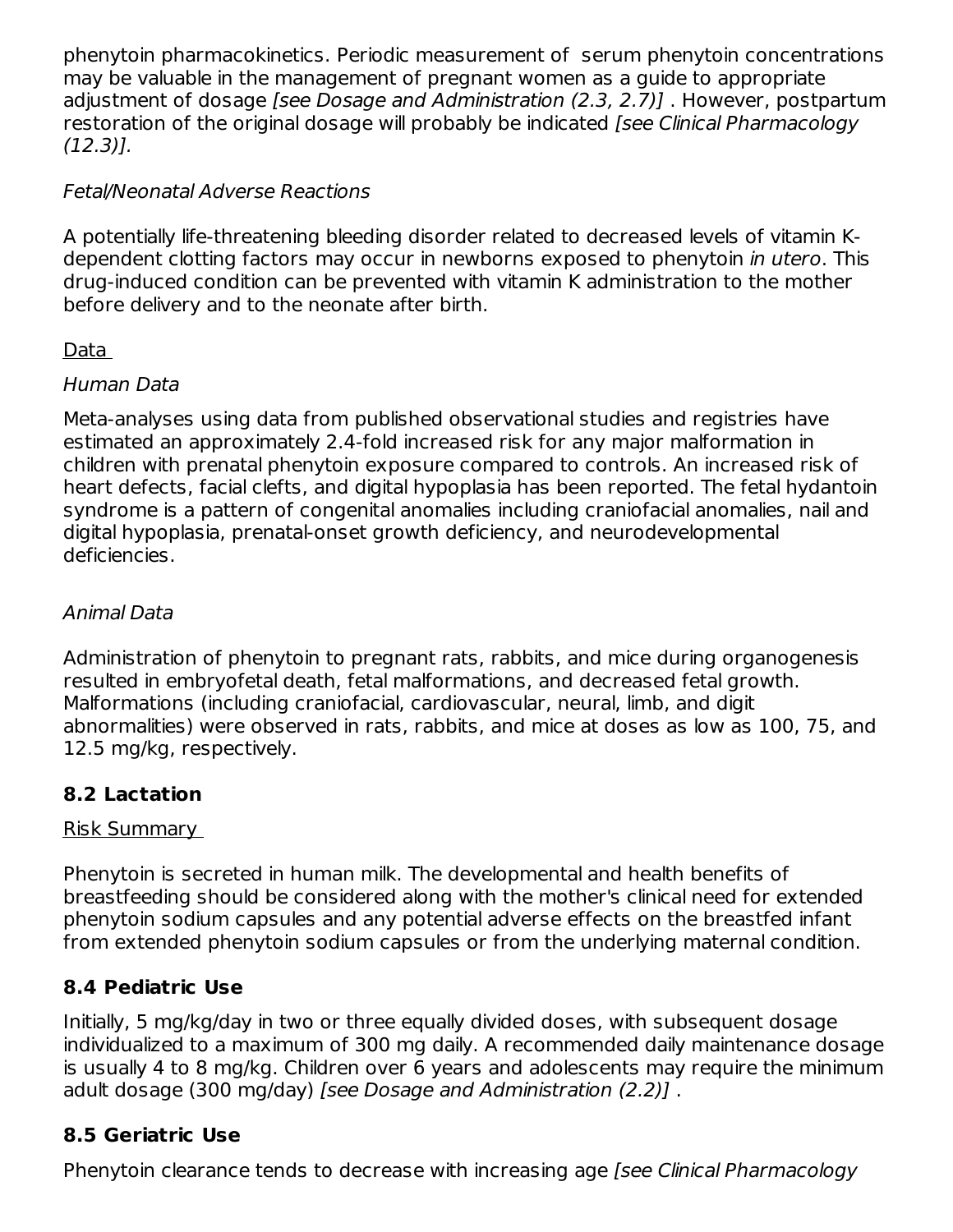phenytoin pharmacokinetics. Periodic measurement of serum phenytoin concentrations may be valuable in the management of pregnant women as a guide to appropriate adjustment of dosage *[see Dosage and Administration (2.3, 2.7)]* . However, postpartum restoration of the original dosage will probably be indicated *[see Clinical Pharmacology (12.3)].*

*Fetal/Neonatal Adverse Reactions*

A potentially life-threatening bleeding disorder related to decreased levels of vitamin K-dependent clotting factors may occur in newborns exposed to phenytoin *in utero*. This drug-induced condition can be prevented with vitamin K administration to the mother before delivery and to the neonate after birth.

<u>Data</u>

*Human Data*

Meta-analyses using data from published observational studies and registries have estimated an approximately 2.4-fold increased risk for any major malformation in children with prenatal phenytoin exposure compared to controls. An increased risk of heart defects, facial clefts, and digital hypoplasia has been reported. The fetal hydantoin syndrome is a pattern of congenital anomalies including craniofacial anomalies, nail and digital hypoplasia, prenatal-onset growth deficiency, and neurodevelopmental deficiencies.

*Animal Data*

Administration of phenytoin to pregnant rats, rabbits, and mice during organogenesis resulted in embryofetal death, fetal malformations, and decreased fetal growth. Malformations (including craniofacial, cardiovascular, neural, limb, and digit abnormalities) were observed in rats, rabbits, and mice at doses as low as 100, 75, and 12.5 mg/kg, respectively.

## 8.2 Lactation

<u>Risk Summary</u>

Phenytoin is secreted in human milk. The developmental and health benefits of breastfeeding should be considered along with the mother's clinical need for extended phenytoin sodium capsules and any potential adverse effects on the breastfed infant from extended phenytoin sodium capsules or from the underlying maternal condition.

## 8.4 Pediatric Use

Initially, 5 mg/kg/day in two or three equally divided doses, with subsequent dosage individualized to a maximum of 300 mg daily. A recommended daily maintenance dosage is usually 4 to 8 mg/kg. Children over 6 years and adolescents may require the minimum adult dosage (300 mg/day) *[see Dosage and Administration (2.2)]* .

## 8.5 Geriatric Use

Phenytoin clearance tends to decrease with increasing age *[see Clinical Pharmacology*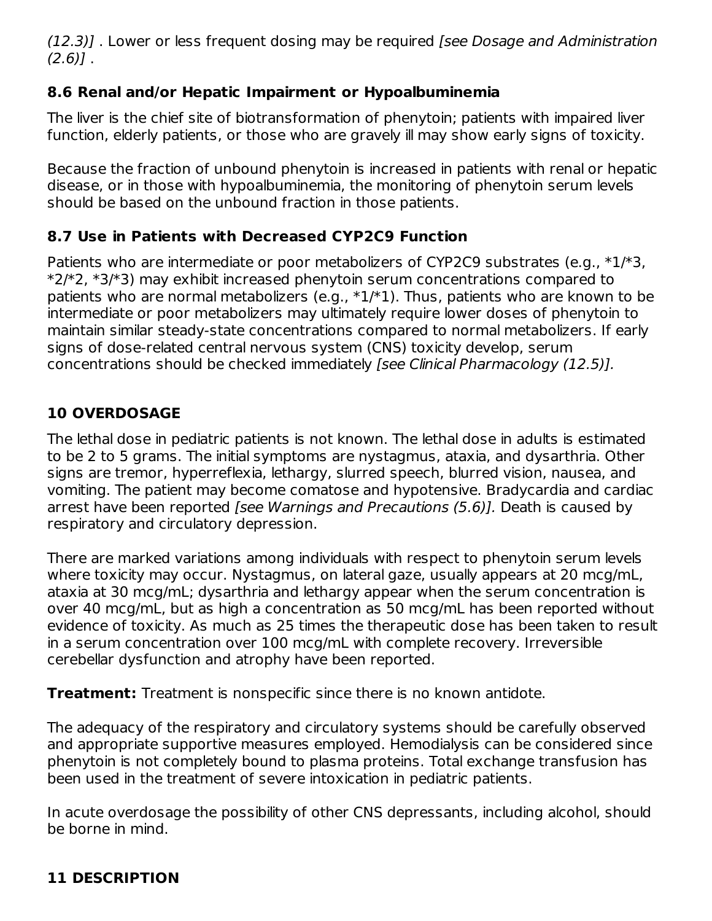*(12.3)]* . Lower or less frequent dosing may be required *[see Dosage and Administration (2.6)]* .

### 8.6 Renal and/or Hepatic Impairment or Hypoalbuminemia

The liver is the chief site of biotransformation of phenytoin; patients with impaired liver function, elderly patients, or those who are gravely ill may show early signs of toxicity.

Because the fraction of unbound phenytoin is increased in patients with renal or hepatic disease, or in those with hypoalbuminemia, the monitoring of phenytoin serum levels should be based on the unbound fraction in those patients.

### 8.7 Use in Patients with Decreased CYP2C9 Function

Patients who are intermediate or poor metabolizers of CYP2C9 substrates (e.g., *1/*3, *2/*2, *3/*3) may exhibit increased phenytoin serum concentrations compared to patients who are normal metabolizers (e.g., *1/*1). Thus, patients who are known to be intermediate or poor metabolizers may ultimately require lower doses of phenytoin to maintain similar steady-state concentrations compared to normal metabolizers. If early signs of dose-related central nervous system (CNS) toxicity develop, serum concentrations should be checked immediately *[see Clinical Pharmacology (12.5)].*

## 10 OVERDOSAGE

The lethal dose in pediatric patients is not known. The lethal dose in adults is estimated to be 2 to 5 grams. The initial symptoms are nystagmus, ataxia, and dysarthria. Other signs are tremor, hyperreflexia, lethargy, slurred speech, blurred vision, nausea, and vomiting. The patient may become comatose and hypotensive. Bradycardia and cardiac arrest have been reported *[see Warnings and Precautions (5.6)].* Death is caused by respiratory and circulatory depression.

There are marked variations among individuals with respect to phenytoin serum levels where toxicity may occur. Nystagmus, on lateral gaze, usually appears at 20 mcg/mL, ataxia at 30 mcg/mL; dysarthria and lethargy appear when the serum concentration is over 40 mcg/mL, but as high a concentration as 50 mcg/mL has been reported without evidence of toxicity. As much as 25 times the therapeutic dose has been taken to result in a serum concentration over 100 mcg/mL with complete recovery. Irreversible cerebellar dysfunction and atrophy have been reported.

**Treatment:** Treatment is nonspecific since there is no known antidote.

The adequacy of the respiratory and circulatory systems should be carefully observed and appropriate supportive measures employed. Hemodialysis can be considered since phenytoin is not completely bound to plasma proteins. Total exchange transfusion has been used in the treatment of severe intoxication in pediatric patients.

In acute overdosage the possibility of other CNS depressants, including alcohol, should be borne in mind.

## 11 DESCRIPTION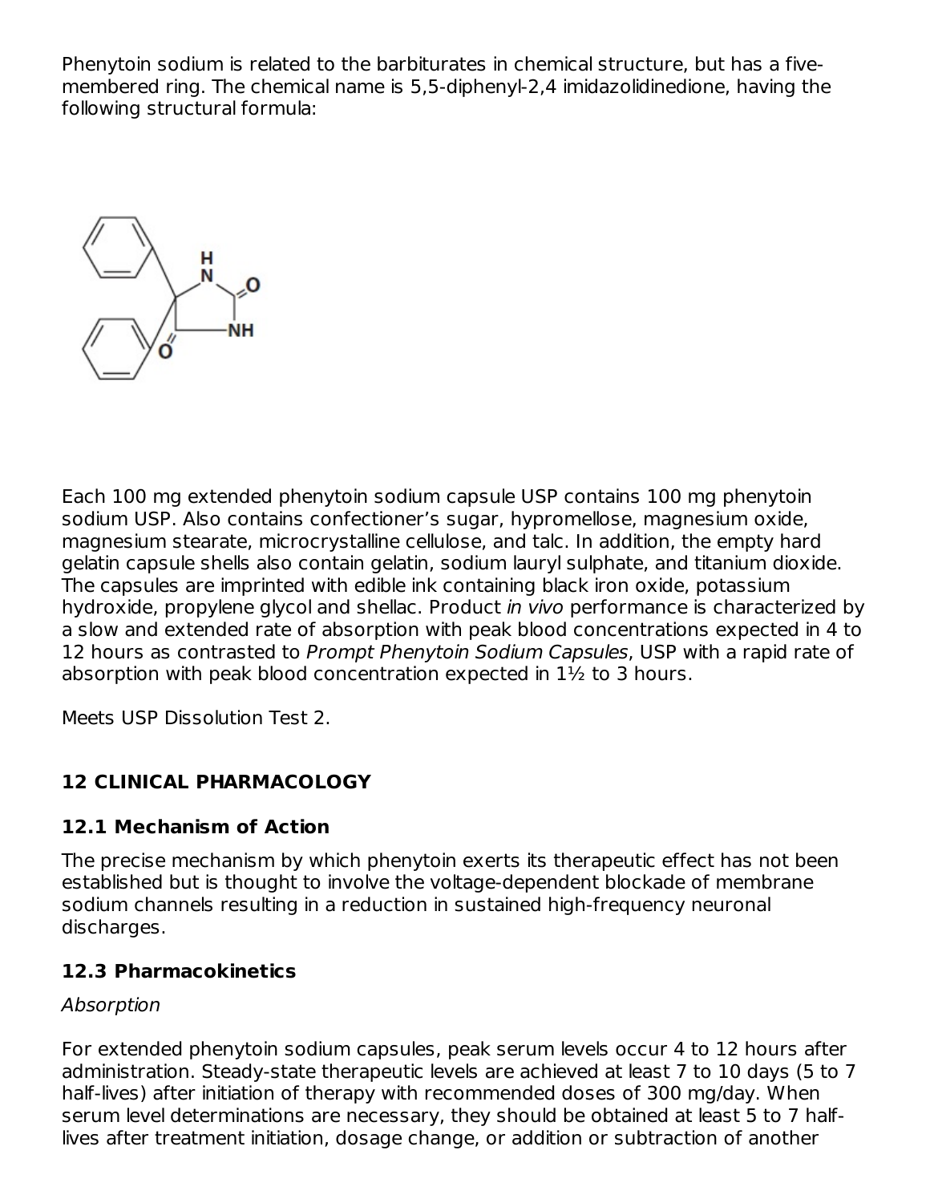Phenytoin sodium is related to the barbiturates in chemical structure, but has a five-membered ring. The chemical name is 5,5-diphenyl-2,4 imidazolidinedione, having the following structural formula:

Each 100 mg extended phenytoin sodium capsule USP contains 100 mg phenytoin sodium USP. Also contains confectioner's sugar, hypromellose, magnesium oxide, magnesium stearate, microcrystalline cellulose, and talc. In addition, the empty hard gelatin capsule shells also contain gelatin, sodium lauryl sulphate, and titanium dioxide. The capsules are imprinted with edible ink containing black iron oxide, potassium hydroxide, propylene glycol and shellac. Product *in vivo* performance is characterized by a slow and extended rate of absorption with peak blood concentrations expected in 4 to 12 hours as contrasted to *Prompt Phenytoin Sodium Capsules*, USP with a rapid rate of absorption with peak blood concentration expected in 1½ to 3 hours.

Meets USP Dissolution Test 2.

## 12 CLINICAL PHARMACOLOGY

### 12.1 Mechanism of Action

The precise mechanism by which phenytoin exerts its therapeutic effect has not been established but is thought to involve the voltage-dependent blockade of membrane sodium channels resulting in a reduction in sustained high-frequency neuronal discharges.

### 12.3 Pharmacokinetics

*Absorption*

For extended phenytoin sodium capsules, peak serum levels occur 4 to 12 hours after administration. Steady-state therapeutic levels are achieved at least 7 to 10 days (5 to 7 half-lives) after initiation of therapy with recommended doses of 300 mg/day. When serum level determinations are necessary, they should be obtained at least 5 to 7 half-lives after treatment initiation, dosage change, or addition or subtraction of another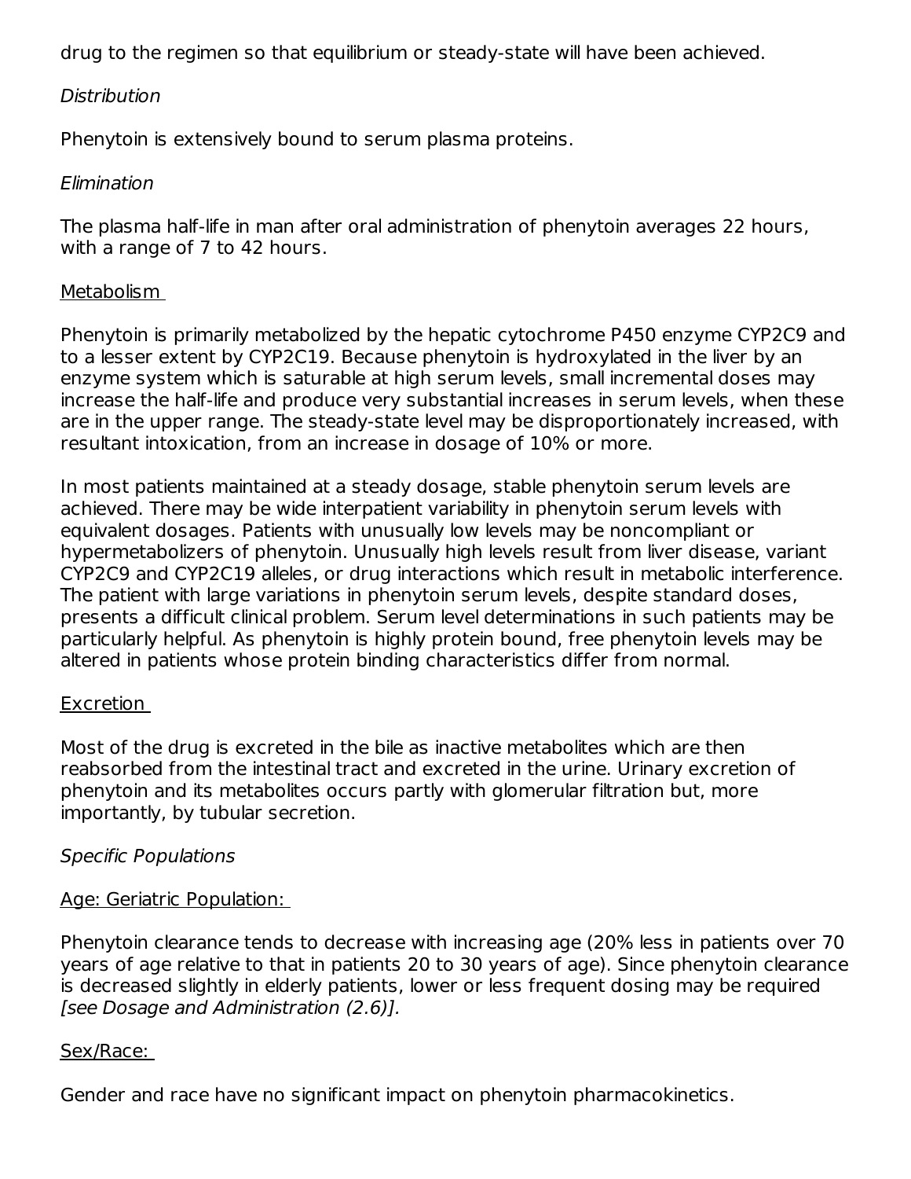drug to the regimen so that equilibrium or steady-state will have been achieved.

*Distribution*

Phenytoin is extensively bound to serum plasma proteins.

*Elimination*

The plasma half-life in man after oral administration of phenytoin averages 22 hours, with a range of 7 to 42 hours.

Metabolism

Phenytoin is primarily metabolized by the hepatic cytochrome P450 enzyme CYP2C9 and to a lesser extent by CYP2C19. Because phenytoin is hydroxylated in the liver by an enzyme system which is saturable at high serum levels, small incremental doses may increase the half-life and produce very substantial increases in serum levels, when these are in the upper range. The steady-state level may be disproportionately increased, with resultant intoxication, from an increase in dosage of 10% or more.

In most patients maintained at a steady dosage, stable phenytoin serum levels are achieved. There may be wide interpatient variability in phenytoin serum levels with equivalent dosages. Patients with unusually low levels may be noncompliant or hypermetabolizers of phenytoin. Unusually high levels result from liver disease, variant CYP2C9 and CYP2C19 alleles, or drug interactions which result in metabolic interference. The patient with large variations in phenytoin serum levels, despite standard doses, presents a difficult clinical problem. Serum level determinations in such patients may be particularly helpful. As phenytoin is highly protein bound, free phenytoin levels may be altered in patients whose protein binding characteristics differ from normal.

Excretion

Most of the drug is excreted in the bile as inactive metabolites which are then reabsorbed from the intestinal tract and excreted in the urine. Urinary excretion of phenytoin and its metabolites occurs partly with glomerular filtration but, more importantly, by tubular secretion.

*Specific Populations*

Age: Geriatric Population:

Phenytoin clearance tends to decrease with increasing age (20% less in patients over 70 years of age relative to that in patients 20 to 30 years of age). Since phenytoin clearance is decreased slightly in elderly patients, lower or less frequent dosing may be required *[see Dosage and Administration (2.6)].*

Sex/Race:

Gender and race have no significant impact on phenytoin pharmacokinetics.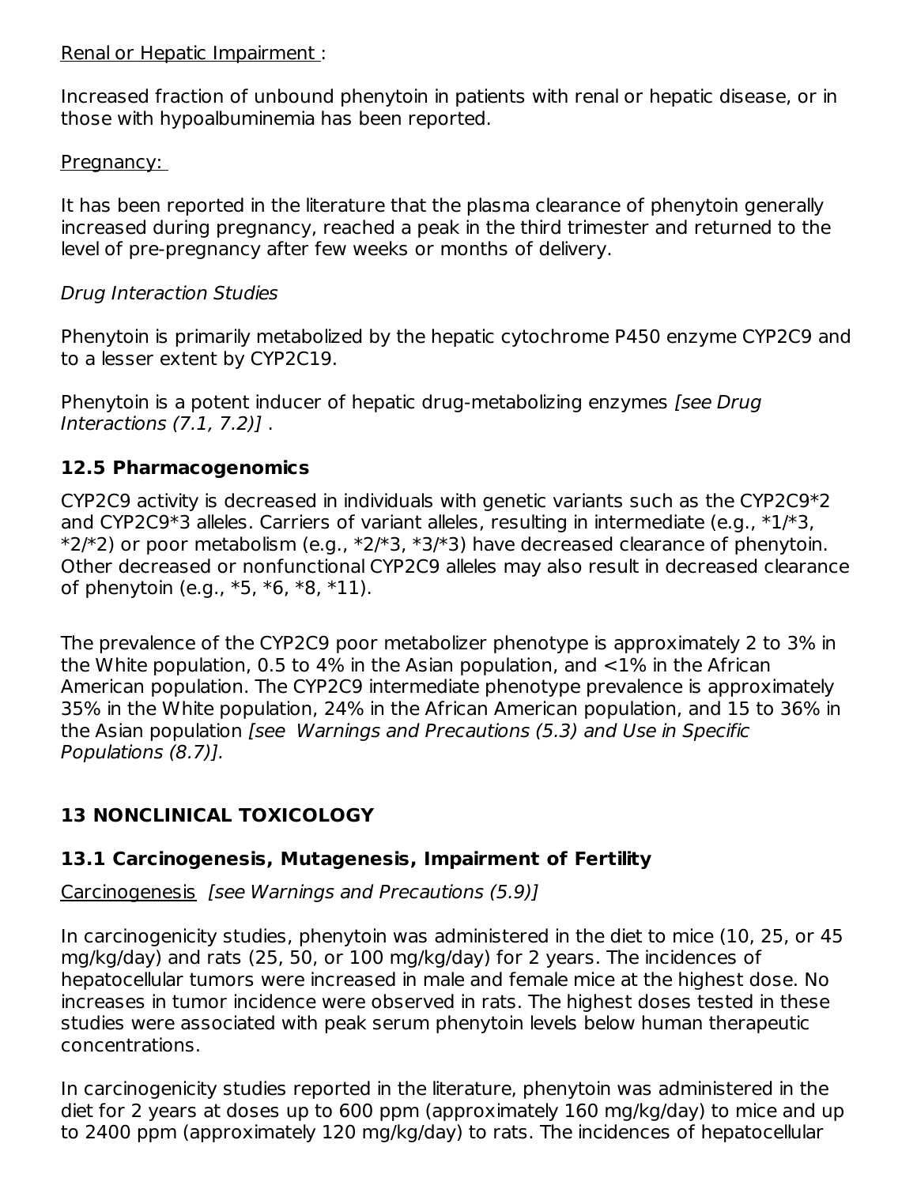Renal or Hepatic Impairment :

Increased fraction of unbound phenytoin in patients with renal or hepatic disease, or in those with hypoalbuminemia has been reported.

Pregnancy:

It has been reported in the literature that the plasma clearance of phenytoin generally increased during pregnancy, reached a peak in the third trimester and returned to the level of pre-pregnancy after few weeks or months of delivery.

*Drug Interaction Studies*

Phenytoin is primarily metabolized by the hepatic cytochrome P450 enzyme CYP2C9 and to a lesser extent by CYP2C19.

Phenytoin is a potent inducer of hepatic drug-metabolizing enzymes *[see Drug Interactions (7.1, 7.2)]* .

### 12.5 Pharmacogenomics

CYP2C9 activity is decreased in individuals with genetic variants such as the CYP2C9*2 and CYP2C9*3 alleles. Carriers of variant alleles, resulting in intermediate (e.g., *1/*3, *2/*2) or poor metabolism (e.g., *2/*3, *3/*3) have decreased clearance of phenytoin. Other decreased or nonfunctional CYP2C9 alleles may also result in decreased clearance of phenytoin (e.g., *5, *6, *8, *11).

The prevalence of the CYP2C9 poor metabolizer phenotype is approximately 2 to 3% in the White population, 0.5 to 4% in the Asian population, and <1% in the African American population. The CYP2C9 intermediate phenotype prevalence is approximately 35% in the White population, 24% in the African American population, and 15 to 36% in the Asian population *[see Warnings and Precautions (5.3) and Use in Specific Populations (8.7)].*

## 13 NONCLINICAL TOXICOLOGY

### 13.1 Carcinogenesis, Mutagenesis, Impairment of Fertility

Carcinogenesis *[see Warnings and Precautions (5.9)]*

In carcinogenicity studies, phenytoin was administered in the diet to mice (10, 25, or 45 mg/kg/day) and rats (25, 50, or 100 mg/kg/day) for 2 years. The incidences of hepatocellular tumors were increased in male and female mice at the highest dose. No increases in tumor incidence were observed in rats. The highest doses tested in these studies were associated with peak serum phenytoin levels below human therapeutic concentrations.

In carcinogenicity studies reported in the literature, phenytoin was administered in the diet for 2 years at doses up to 600 ppm (approximately 160 mg/kg/day) to mice and up to 2400 ppm (approximately 120 mg/kg/day) to rats. The incidences of hepatocellular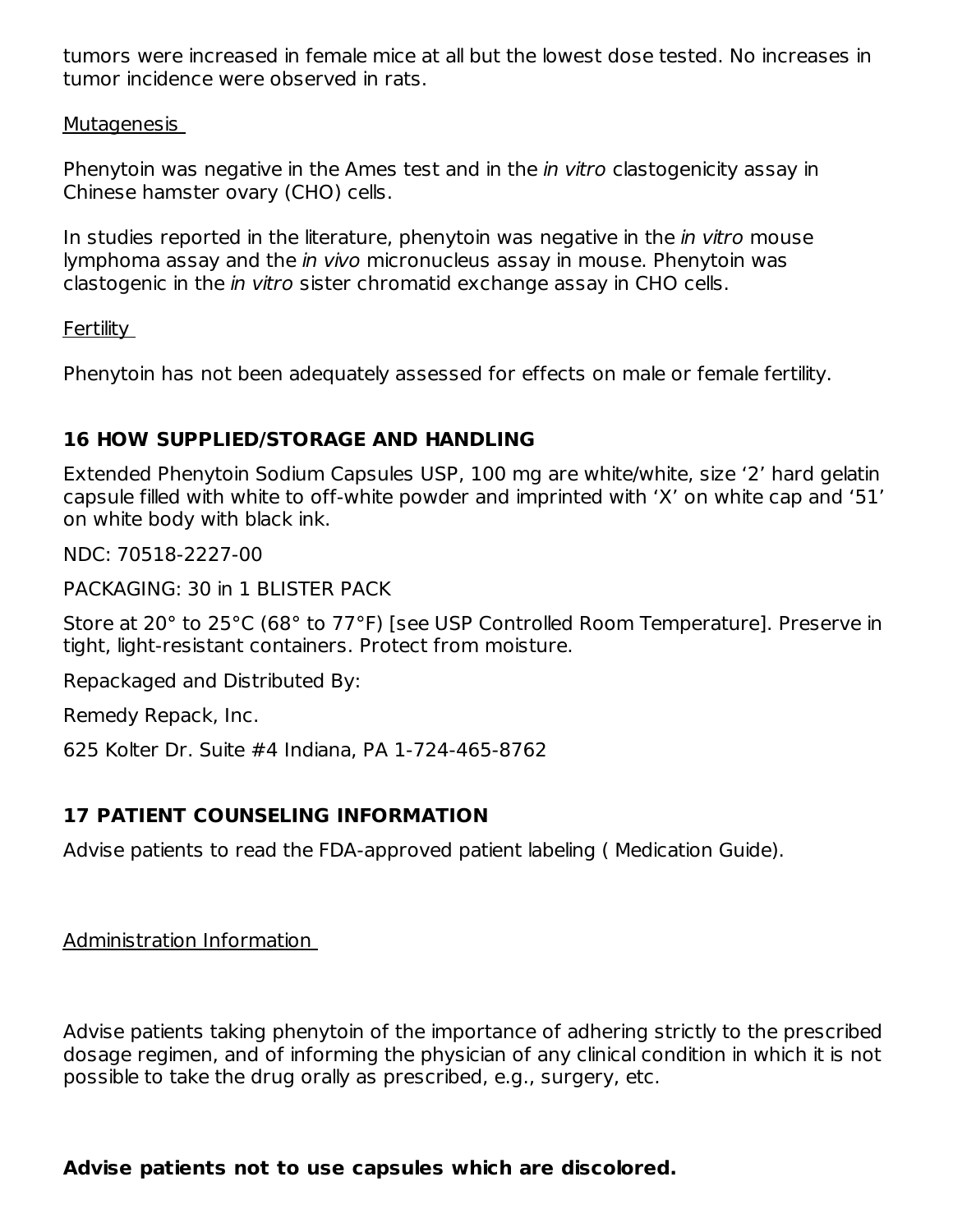tumors were increased in female mice at all but the lowest dose tested. No increases in tumor incidence were observed in rats.

Mutagenesis

Phenytoin was negative in the Ames test and in the *in vitro* clastogenicity assay in Chinese hamster ovary (CHO) cells.

In studies reported in the literature, phenytoin was negative in the *in vitro* mouse lymphoma assay and the *in vivo* micronucleus assay in mouse. Phenytoin was clastogenic in the *in vitro* sister chromatid exchange assay in CHO cells.

Fertility

Phenytoin has not been adequately assessed for effects on male or female fertility.

## 16 HOW SUPPLIED/STORAGE AND HANDLING

Extended Phenytoin Sodium Capsules USP, 100 mg are white/white, size ‘2’ hard gelatin capsule filled with white to off-white powder and imprinted with ‘X’ on white cap and ‘51’ on white body with black ink.

NDC: 70518-2227-00

PACKAGING: 30 in 1 BLISTER PACK

Store at 20° to 25°C (68° to 77°F) [see USP Controlled Room Temperature]. Preserve in tight, light-resistant containers. Protect from moisture.

Repackaged and Distributed By:

Remedy Repack, Inc.

625 Kolter Dr. Suite #4 Indiana, PA 1-724-465-8762

## 17 PATIENT COUNSELING INFORMATION

Advise patients to read the FDA-approved patient labeling ( Medication Guide).

Administration Information

Advise patients taking phenytoin of the importance of adhering strictly to the prescribed dosage regimen, and of informing the physician of any clinical condition in which it is not possible to take the drug orally as prescribed, e.g., surgery, etc.

**Advise patients not to use capsules which are discolored.**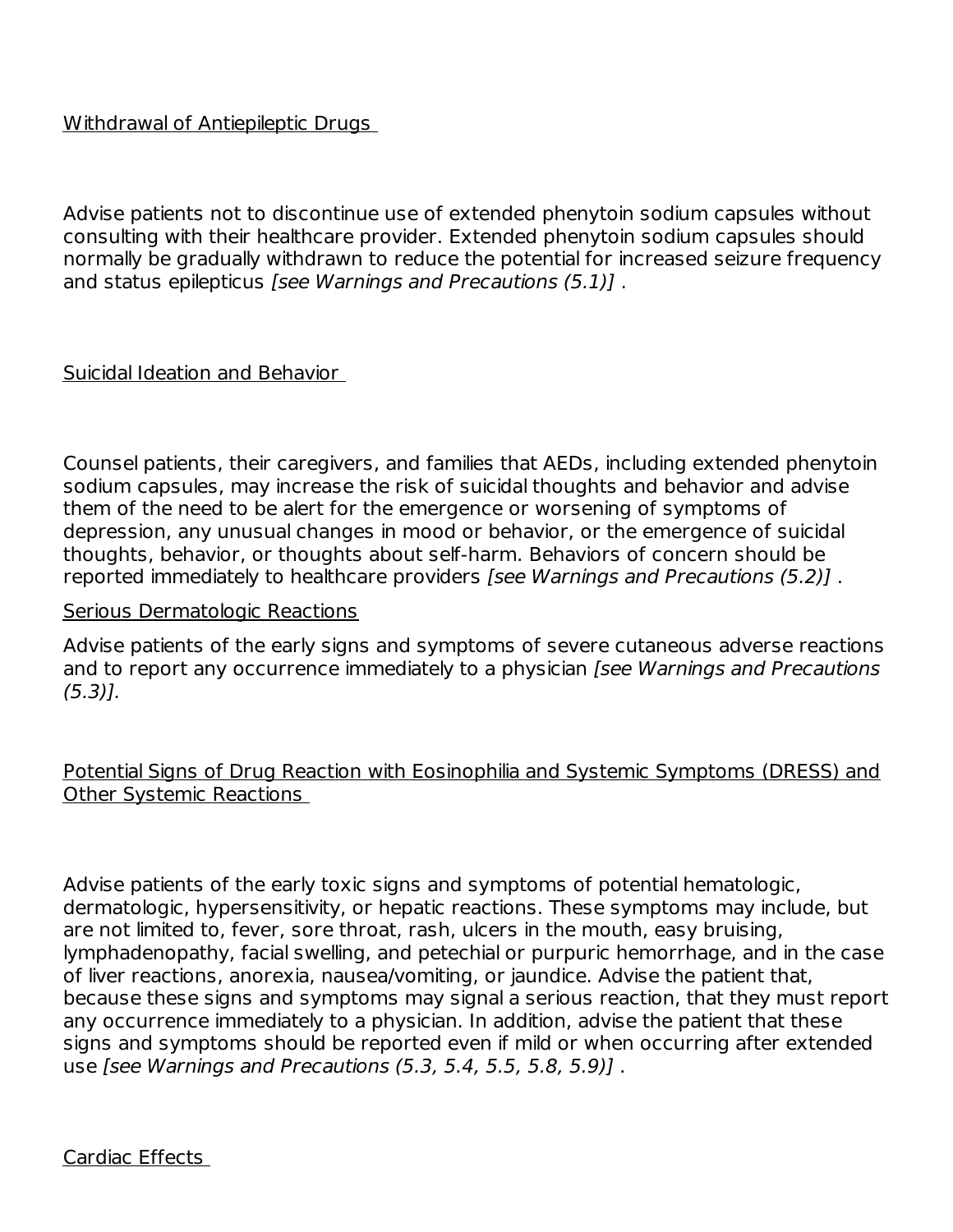Withdrawal of Antiepileptic Drugs

Advise patients not to discontinue use of extended phenytoin sodium capsules without consulting with their healthcare provider. Extended phenytoin sodium capsules should normally be gradually withdrawn to reduce the potential for increased seizure frequency and status epilepticus *[see Warnings and Precautions (5.1)]* .

Suicidal Ideation and Behavior

Counsel patients, their caregivers, and families that AEDs, including extended phenytoin sodium capsules, may increase the risk of suicidal thoughts and behavior and advise them of the need to be alert for the emergence or worsening of symptoms of depression, any unusual changes in mood or behavior, or the emergence of suicidal thoughts, behavior, or thoughts about self-harm. Behaviors of concern should be reported immediately to healthcare providers *[see Warnings and Precautions (5.2)]* .

Serious Dermatologic Reactions

Advise patients of the early signs and symptoms of severe cutaneous adverse reactions and to report any occurrence immediately to a physician *[see Warnings and Precautions (5.3)].*

Potential Signs of Drug Reaction with Eosinophilia and Systemic Symptoms (DRESS) and Other Systemic Reactions

Advise patients of the early toxic signs and symptoms of potential hematologic, dermatologic, hypersensitivity, or hepatic reactions. These symptoms may include, but are not limited to, fever, sore throat, rash, ulcers in the mouth, easy bruising, lymphadenopathy, facial swelling, and petechial or purpuric hemorrhage, and in the case of liver reactions, anorexia, nausea/vomiting, or jaundice. Advise the patient that, because these signs and symptoms may signal a serious reaction, that they must report any occurrence immediately to a physician. In addition, advise the patient that these signs and symptoms should be reported even if mild or when occurring after extended use *[see Warnings and Precautions (5.3, 5.4, 5.5, 5.8, 5.9)]* .

Cardiac Effects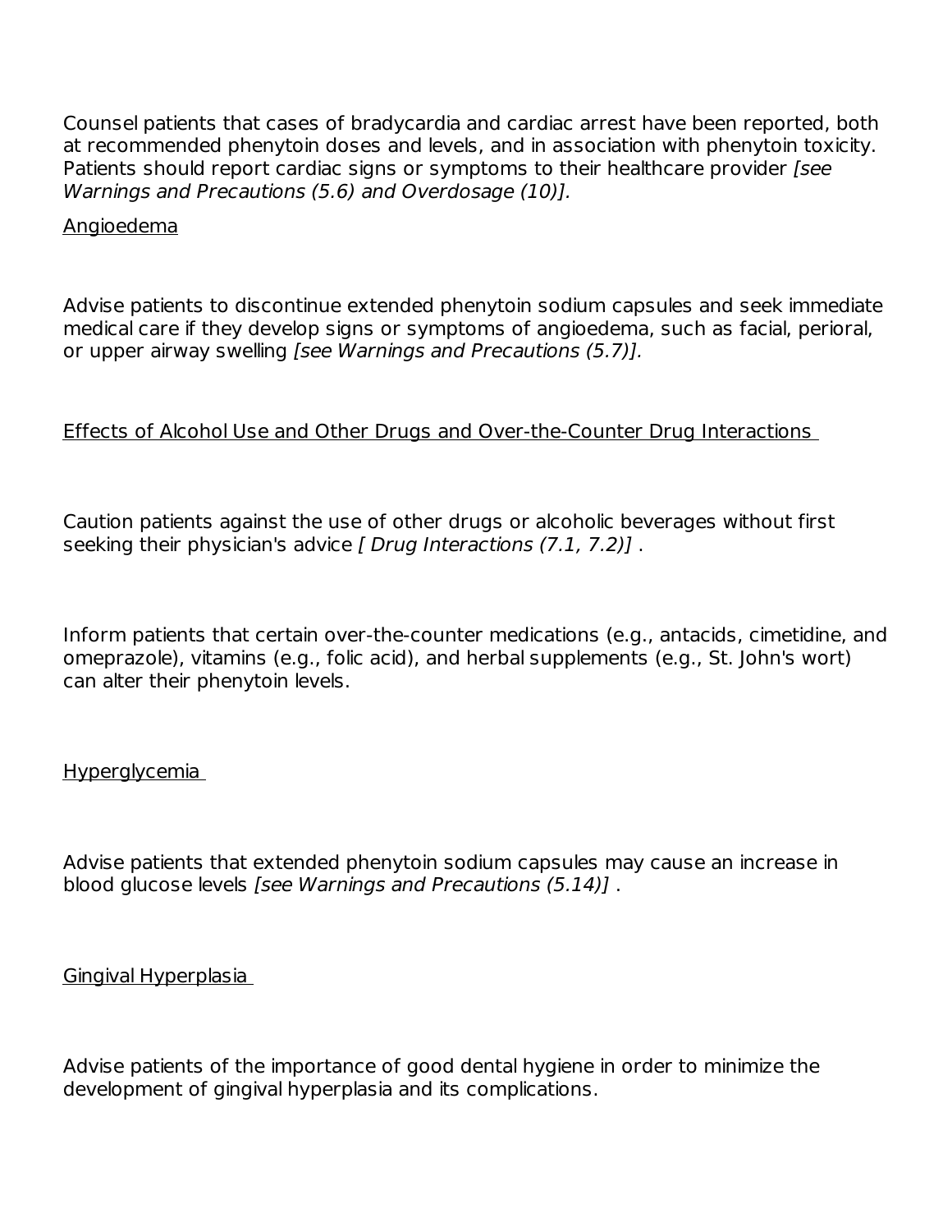Counsel patients that cases of bradycardia and cardiac arrest have been reported, both at recommended phenytoin doses and levels, and in association with phenytoin toxicity. Patients should report cardiac signs or symptoms to their healthcare provider *[see Warnings and Precautions (5.6) and Overdosage (10)].*

Angioedema

Advise patients to discontinue extended phenytoin sodium capsules and seek immediate medical care if they develop signs or symptoms of angioedema, such as facial, perioral, or upper airway swelling *[see Warnings and Precautions (5.7)].*

Effects of Alcohol Use and Other Drugs and Over-the-Counter Drug Interactions

Caution patients against the use of other drugs or alcoholic beverages without first seeking their physician's advice *[ Drug Interactions (7.1, 7.2)]* .

Inform patients that certain over-the-counter medications (e.g., antacids, cimetidine, and omeprazole), vitamins (e.g., folic acid), and herbal supplements (e.g., St. John's wort) can alter their phenytoin levels.

Hyperglycemia

Advise patients that extended phenytoin sodium capsules may cause an increase in blood glucose levels *[see Warnings and Precautions (5.14)]* .

Gingival Hyperplasia

Advise patients of the importance of good dental hygiene in order to minimize the development of gingival hyperplasia and its complications.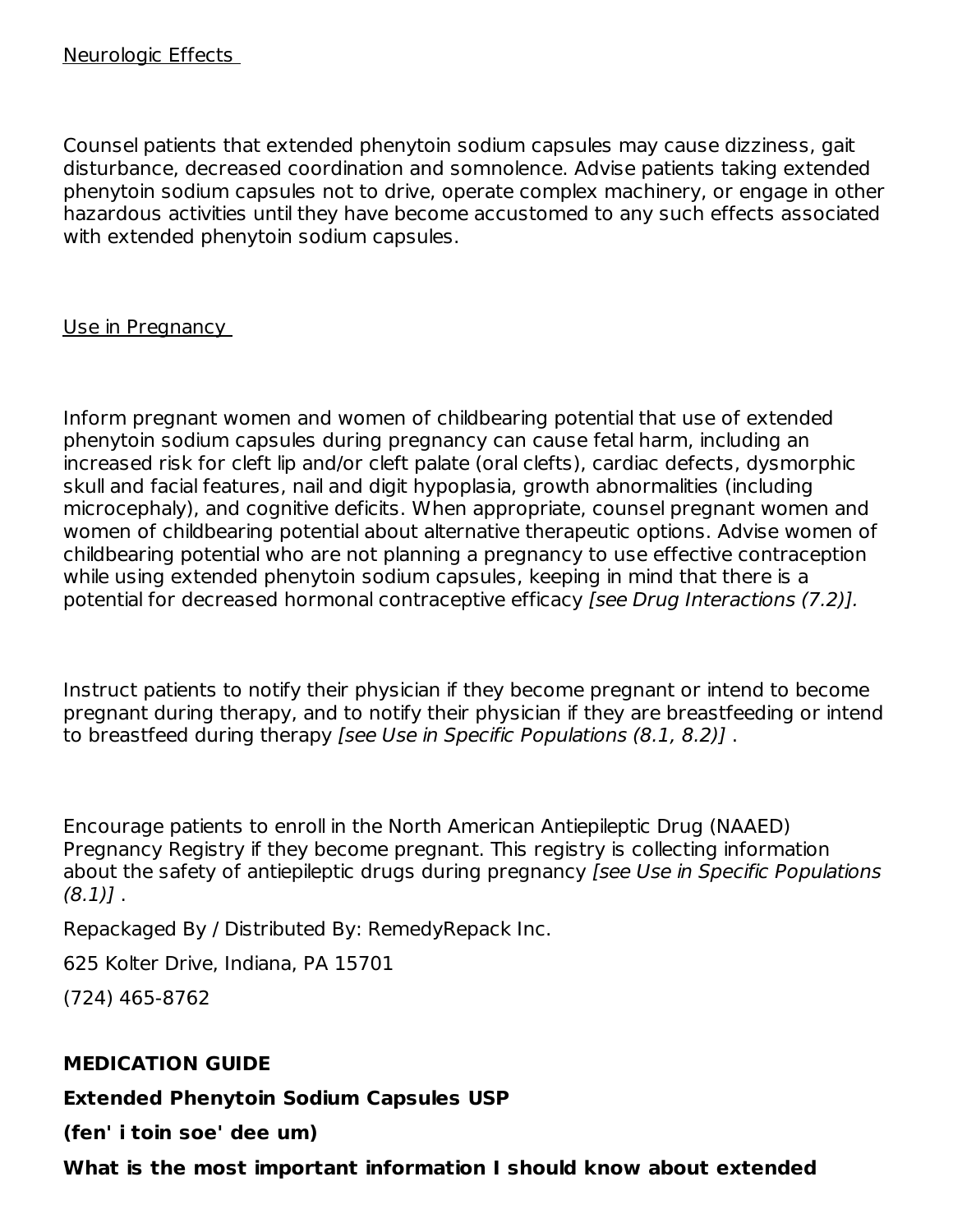Neurologic Effects

Counsel patients that extended phenytoin sodium capsules may cause dizziness, gait disturbance, decreased coordination and somnolence. Advise patients taking extended phenytoin sodium capsules not to drive, operate complex machinery, or engage in other hazardous activities until they have become accustomed to any such effects associated with extended phenytoin sodium capsules.

Use in Pregnancy

Inform pregnant women and women of childbearing potential that use of extended phenytoin sodium capsules during pregnancy can cause fetal harm, including an increased risk for cleft lip and/or cleft palate (oral clefts), cardiac defects, dysmorphic skull and facial features, nail and digit hypoplasia, growth abnormalities (including microcephaly), and cognitive deficits. When appropriate, counsel pregnant women and women of childbearing potential about alternative therapeutic options. Advise women of childbearing potential who are not planning a pregnancy to use effective contraception while using extended phenytoin sodium capsules, keeping in mind that there is a potential for decreased hormonal contraceptive efficacy *[see Drug Interactions (7.2)].*

Instruct patients to notify their physician if they become pregnant or intend to become pregnant during therapy, and to notify their physician if they are breastfeeding or intend to breastfeed during therapy *[see Use in Specific Populations (8.1, 8.2)]* .

Encourage patients to enroll in the North American Antiepileptic Drug (NAAED) Pregnancy Registry if they become pregnant. This registry is collecting information about the safety of antiepileptic drugs during pregnancy *[see Use in Specific Populations (8.1)]* .

Repackaged By / Distributed By: RemedyRepack Inc.

625 Kolter Drive, Indiana, PA 15701

(724) 465-8762

**MEDICATION GUIDE**

**Extended Phenytoin Sodium Capsules USP**

**(fen' i toin soe' dee um)**

**What is the most important information I should know about extended**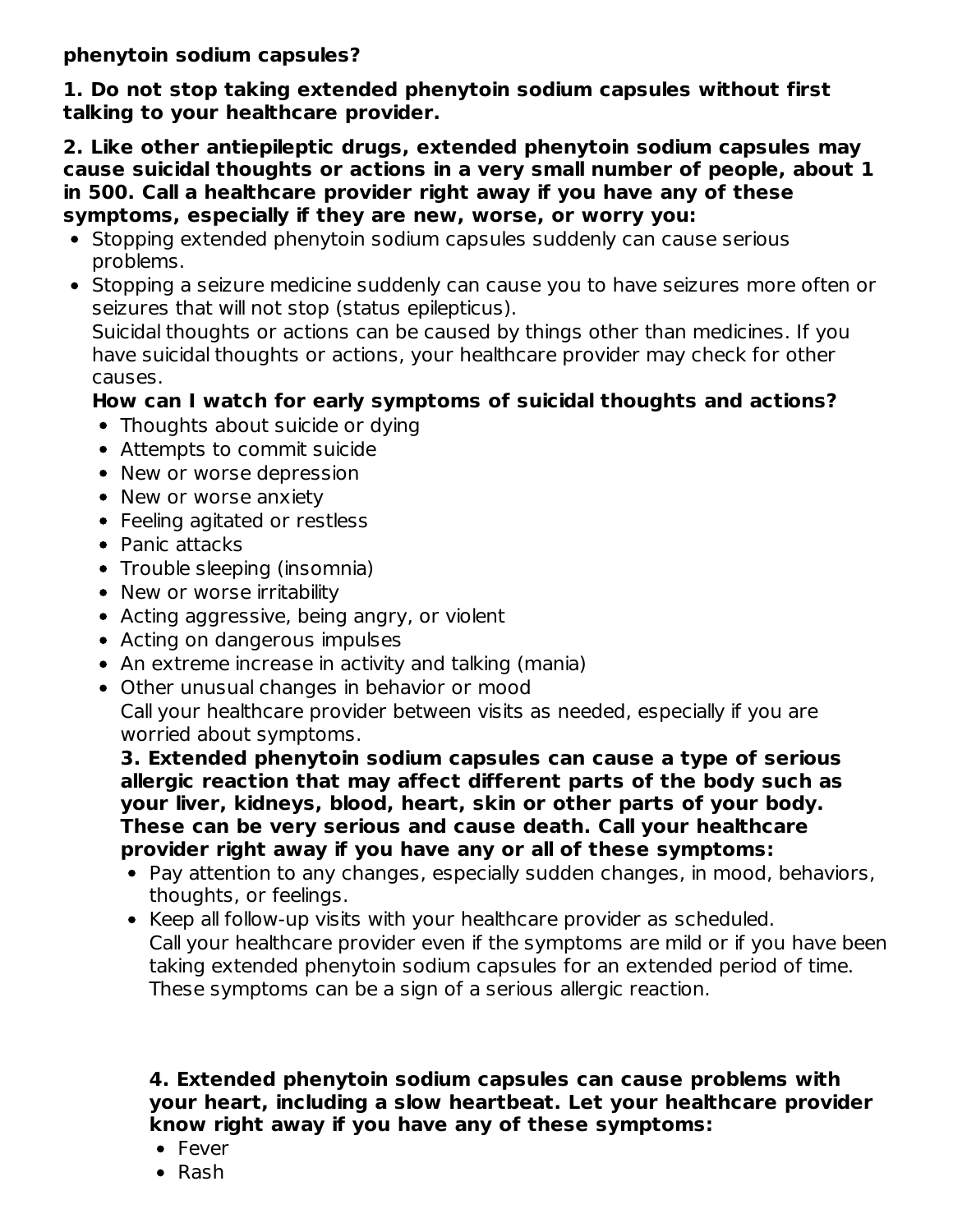**phenytoin sodium capsules?**

**1. Do not stop taking extended phenytoin sodium capsules without first talking to your healthcare provider.**

**2. Like other antiepileptic drugs, extended phenytoin sodium capsules may cause suicidal thoughts or actions in a very small number of people, about 1 in 500. Call a healthcare provider right away if you have any of these symptoms, especially if they are new, worse, or worry you:**

- Stopping extended phenytoin sodium capsules suddenly can cause serious problems.
- Stopping a seizure medicine suddenly can cause you to have seizures more often or seizures that will not stop (status epilepticus).
  Suicidal thoughts or actions can be caused by things other than medicines. If you have suicidal thoughts or actions, your healthcare provider may check for other causes.
  **How can I watch for early symptoms of suicidal thoughts and actions?**
  - Thoughts about suicide or dying
  - Attempts to commit suicide
  - New or worse depression
  - New or worse anxiety
  - Feeling agitated or restless
  - Panic attacks
  - Trouble sleeping (insomnia)
  - New or worse irritability
  - Acting aggressive, being angry, or violent
  - Acting on dangerous impulses
  - An extreme increase in activity and talking (mania)
  - Other unusual changes in behavior or mood
    Call your healthcare provider between visits as needed, especially if you are worried about symptoms.
    **3. Extended phenytoin sodium capsules can cause a type of serious allergic reaction that may affect different parts of the body such as your liver, kidneys, blood, heart, skin or other parts of your body. These can be very serious and cause death. Call your healthcare provider right away if you have any or all of these symptoms:**
    - Pay attention to any changes, especially sudden changes, in mood, behaviors, thoughts, or feelings.
    - Keep all follow-up visits with your healthcare provider as scheduled.
      Call your healthcare provider even if the symptoms are mild or if you have been taking extended phenytoin sodium capsules for an extended period of time. These symptoms can be a sign of a serious allergic reaction.

    **4. Extended phenytoin sodium capsules can cause problems with your heart, including a slow heartbeat. Let your healthcare provider know right away if you have any of these symptoms:**
    - Fever
    - Rash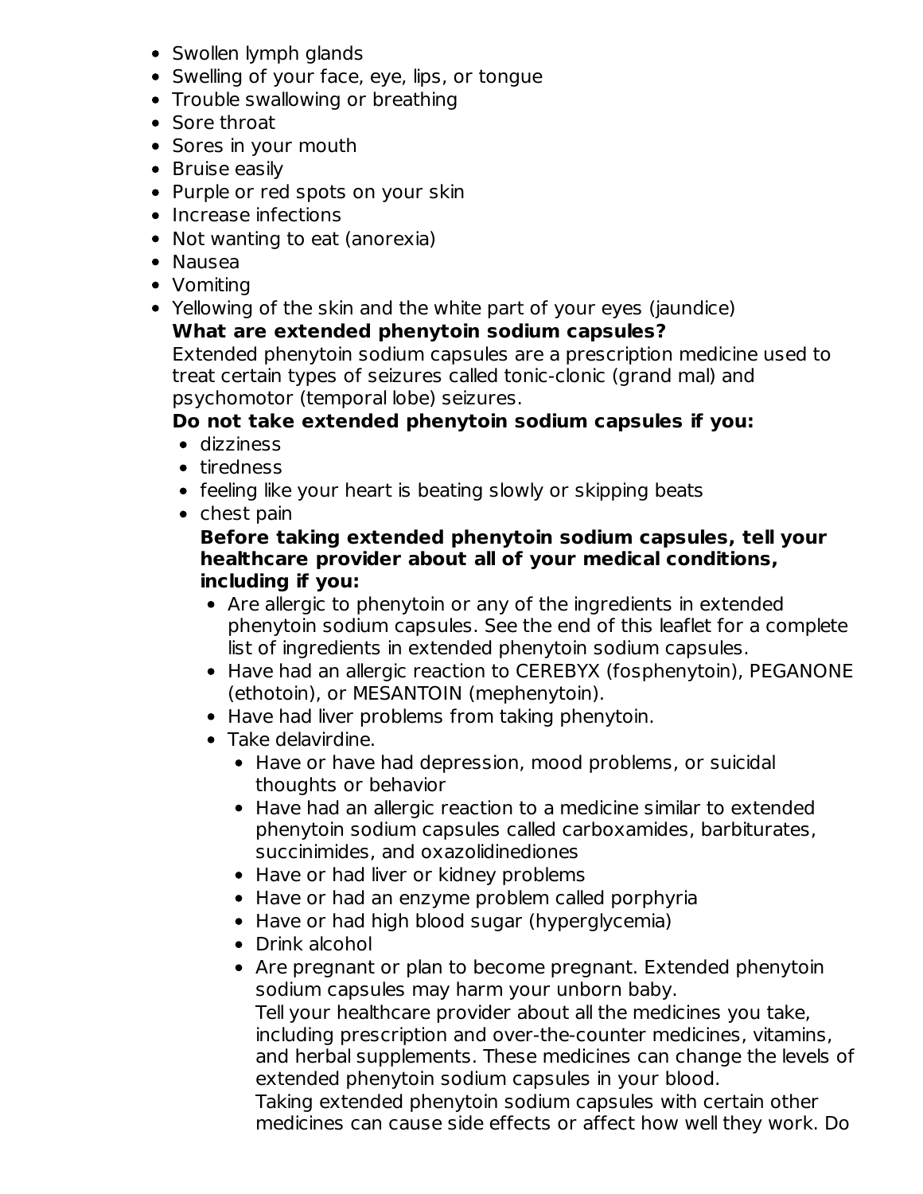- Swollen lymph glands
- Swelling of your face, eye, lips, or tongue
- Trouble swallowing or breathing
- Sore throat
- Sores in your mouth
- Bruise easily
- Purple or red spots on your skin
- Increase infections
- Not wanting to eat (anorexia)
- Nausea
- Vomiting
- Yellowing of the skin and the white part of your eyes (jaundice)

**What are extended phenytoin sodium capsules?**

Extended phenytoin sodium capsules are a prescription medicine used to treat certain types of seizures called tonic-clonic (grand mal) and psychomotor (temporal lobe) seizures.

**Do not take extended phenytoin sodium capsules if you:**

- dizziness
- tiredness
- feeling like your heart is beating slowly or skipping beats
- chest pain

**Before taking extended phenytoin sodium capsules, tell your healthcare provider about all of your medical conditions, including if you:**

- Are allergic to phenytoin or any of the ingredients in extended phenytoin sodium capsules. See the end of this leaflet for a complete list of ingredients in extended phenytoin sodium capsules.
- Have had an allergic reaction to CEREBYX (fosphenytoin), PEGANONE (ethotoin), or MESANTOIN (mephenytoin).
- Have had liver problems from taking phenytoin.
- Take delavirdine.
  - Have or have had depression, mood problems, or suicidal thoughts or behavior
  - Have had an allergic reaction to a medicine similar to extended phenytoin sodium capsules called carboxamides, barbiturates, succinimides, and oxazolidinediones
  - Have or had liver or kidney problems
  - Have or had an enzyme problem called porphyria
  - Have or had high blood sugar (hyperglycemia)
  - Drink alcohol
  - Are pregnant or plan to become pregnant. Extended phenytoin sodium capsules may harm your unborn baby.

Tell your healthcare provider about all the medicines you take, including prescription and over-the-counter medicines, vitamins, and herbal supplements. These medicines can change the levels of extended phenytoin sodium capsules in your blood.

Taking extended phenytoin sodium capsules with certain other medicines can cause side effects or affect how well they work. Do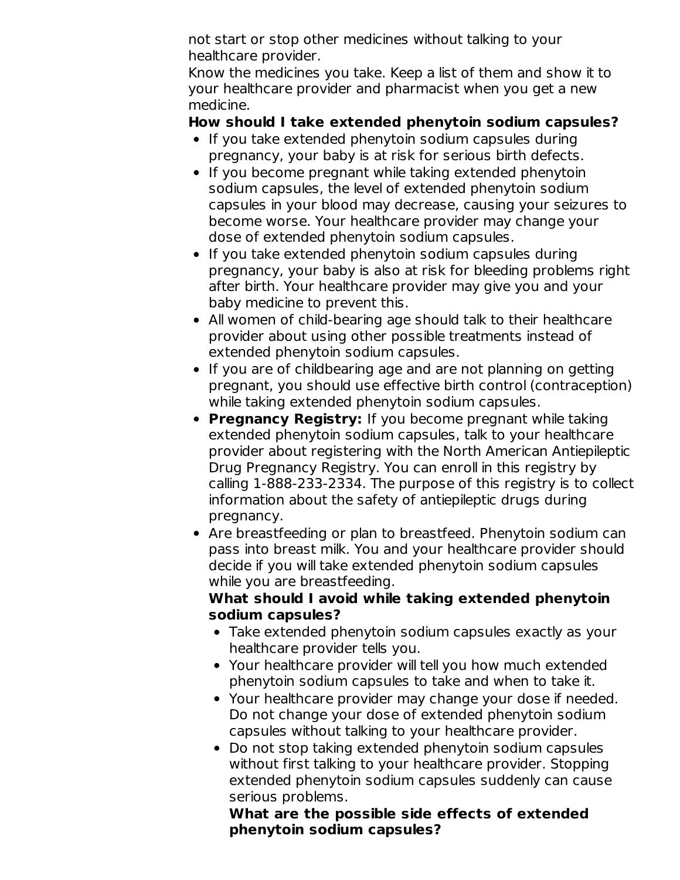not start or stop other medicines without talking to your healthcare provider.

Know the medicines you take. Keep a list of them and show it to your healthcare provider and pharmacist when you get a new medicine.

**How should I take extended phenytoin sodium capsules?**

- If you take extended phenytoin sodium capsules during pregnancy, your baby is at risk for serious birth defects.
- If you become pregnant while taking extended phenytoin sodium capsules, the level of extended phenytoin sodium capsules in your blood may decrease, causing your seizures to become worse. Your healthcare provider may change your dose of extended phenytoin sodium capsules.
- If you take extended phenytoin sodium capsules during pregnancy, your baby is also at risk for bleeding problems right after birth. Your healthcare provider may give you and your baby medicine to prevent this.
- All women of child-bearing age should talk to their healthcare provider about using other possible treatments instead of extended phenytoin sodium capsules.
- If you are of childbearing age and are not planning on getting pregnant, you should use effective birth control (contraception) while taking extended phenytoin sodium capsules.
- **Pregnancy Registry:** If you become pregnant while taking extended phenytoin sodium capsules, talk to your healthcare provider about registering with the North American Antiepileptic Drug Pregnancy Registry. You can enroll in this registry by calling 1-888-233-2334. The purpose of this registry is to collect information about the safety of antiepileptic drugs during pregnancy.
- Are breastfeeding or plan to breastfeed. Phenytoin sodium can pass into breast milk. You and your healthcare provider should decide if you will take extended phenytoin sodium capsules while you are breastfeeding.

**What should I avoid while taking extended phenytoin sodium capsules?**

- Take extended phenytoin sodium capsules exactly as your healthcare provider tells you.
- Your healthcare provider will tell you how much extended phenytoin sodium capsules to take and when to take it.
- Your healthcare provider may change your dose if needed. Do not change your dose of extended phenytoin sodium capsules without talking to your healthcare provider.
- Do not stop taking extended phenytoin sodium capsules without first talking to your healthcare provider. Stopping extended phenytoin sodium capsules suddenly can cause serious problems.

**What are the possible side effects of extended phenytoin sodium capsules?**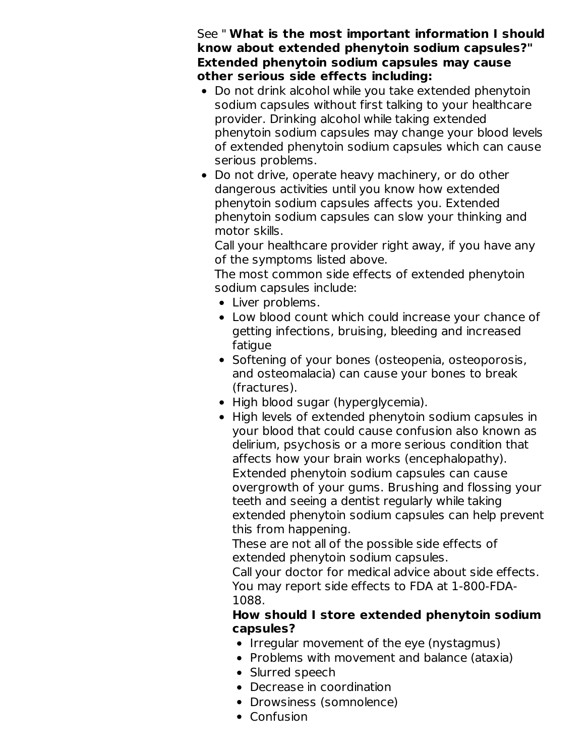See " **What is the most important information I should know about extended phenytoin sodium capsules?"**
**Extended phenytoin sodium capsules may cause other serious side effects including:**

- Do not drink alcohol while you take extended phenytoin sodium capsules without first talking to your healthcare provider. Drinking alcohol while taking extended phenytoin sodium capsules may change your blood levels of extended phenytoin sodium capsules which can cause serious problems.
- Do not drive, operate heavy machinery, or do other dangerous activities until you know how extended phenytoin sodium capsules affects you. Extended phenytoin sodium capsules can slow your thinking and motor skills.

  Call your healthcare provider right away, if you have any of the symptoms listed above.

  The most common side effects of extended phenytoin sodium capsules include:

  - Liver problems.
  - Low blood count which could increase your chance of getting infections, bruising, bleeding and increased fatigue
  - Softening of your bones (osteopenia, osteoporosis, and osteomalacia) can cause your bones to break (fractures).
  - High blood sugar (hyperglycemia).
  - High levels of extended phenytoin sodium capsules in your blood that could cause confusion also known as delirium, psychosis or a more serious condition that affects how your brain works (encephalopathy).

    Extended phenytoin sodium capsules can cause overgrowth of your gums. Brushing and flossing your teeth and seeing a dentist regularly while taking extended phenytoin sodium capsules can help prevent this from happening.

    These are not all of the possible side effects of extended phenytoin sodium capsules.

    Call your doctor for medical advice about side effects. You may report side effects to FDA at 1-800-FDA-1088.

    **How should I store extended phenytoin sodium capsules?**

    - Irregular movement of the eye (nystagmus)
    - Problems with movement and balance (ataxia)
    - Slurred speech
    - Decrease in coordination
    - Drowsiness (somnolence)
    - Confusion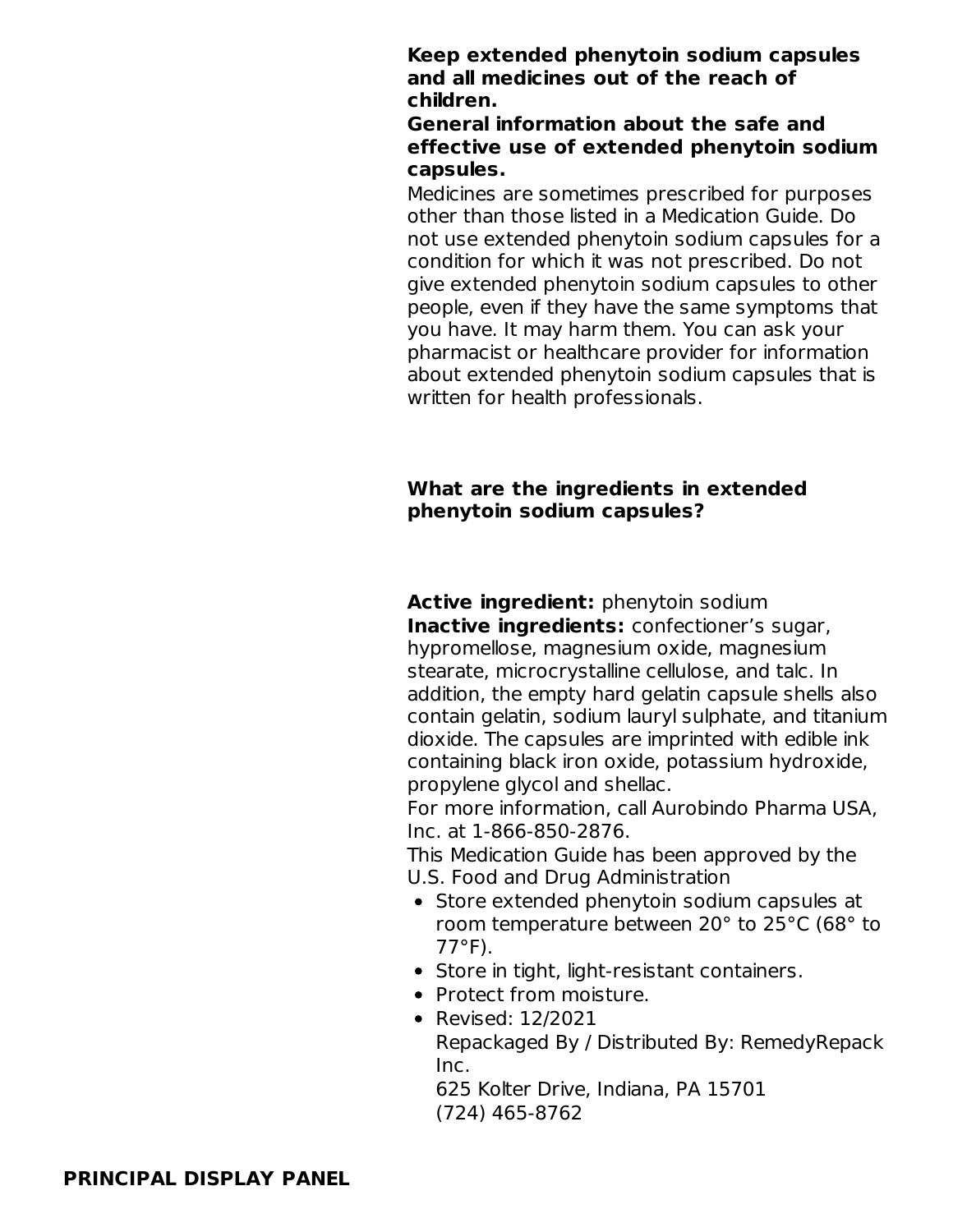**Keep extended phenytoin sodium capsules and all medicines out of the reach of children.**

**General information about the safe and effective use of extended phenytoin sodium capsules.**

Medicines are sometimes prescribed for purposes other than those listed in a Medication Guide. Do not use extended phenytoin sodium capsules for a condition for which it was not prescribed. Do not give extended phenytoin sodium capsules to other people, even if they have the same symptoms that you have. It may harm them. You can ask your pharmacist or healthcare provider for information about extended phenytoin sodium capsules that is written for health professionals.

**What are the ingredients in extended phenytoin sodium capsules?**

**Active ingredient:** phenytoin sodium

**Inactive ingredients:** confectioner's sugar, hypromellose, magnesium oxide, magnesium stearate, microcrystalline cellulose, and talc. In addition, the empty hard gelatin capsule shells also contain gelatin, sodium lauryl sulphate, and titanium dioxide. The capsules are imprinted with edible ink containing black iron oxide, potassium hydroxide, propylene glycol and shellac.

For more information, call Aurobindo Pharma USA, Inc. at 1-866-850-2876.

This Medication Guide has been approved by the U.S. Food and Drug Administration

- Store extended phenytoin sodium capsules at room temperature between 20° to 25°C (68° to 77°F).
- Store in tight, light-resistant containers.
- Protect from moisture.
- Revised: 12/2021
  Repackaged By / Distributed By: RemedyRepack Inc.
  625 Kolter Drive, Indiana, PA 15701
  (724) 465-8762

**PRINCIPAL DISPLAY PANEL**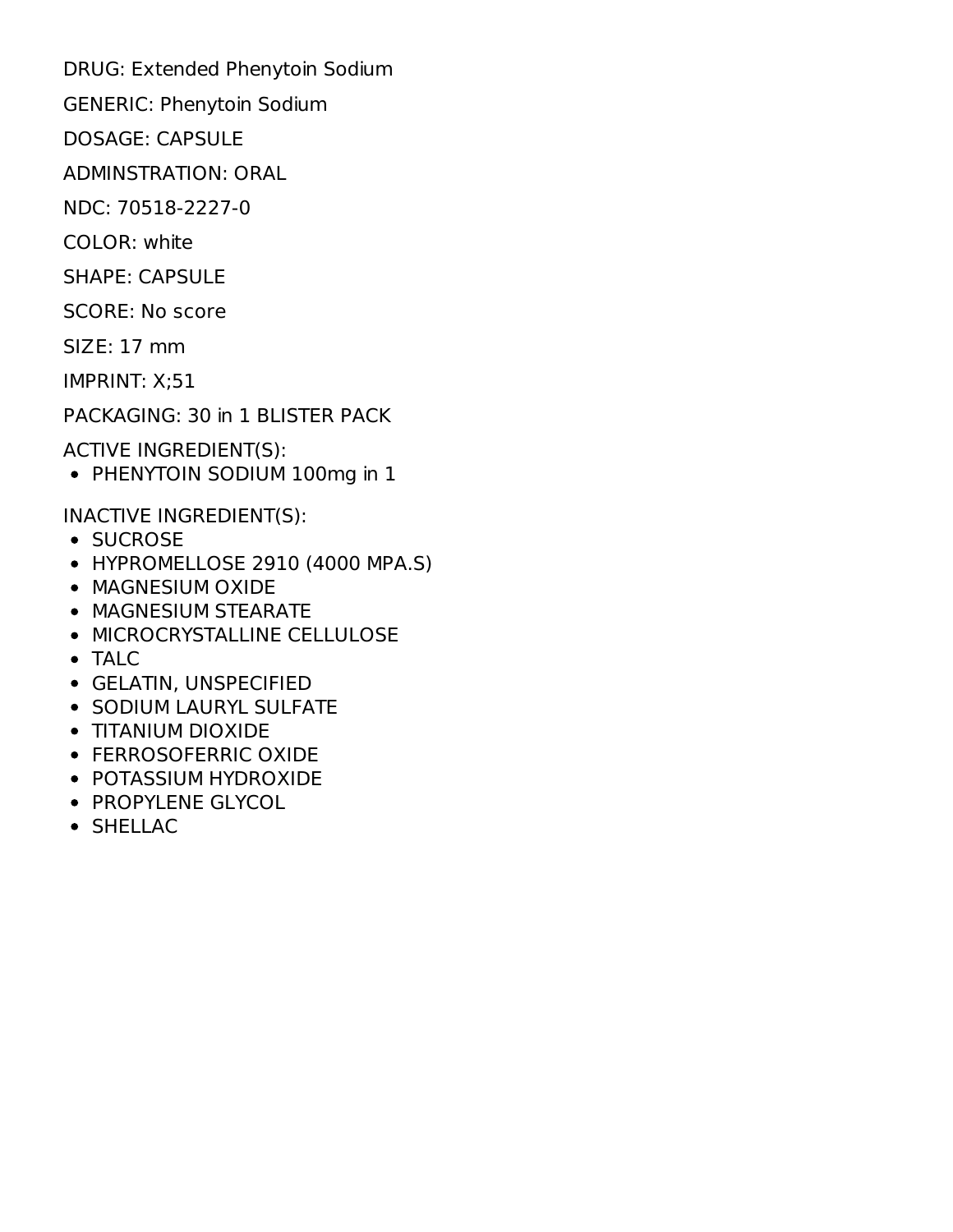DRUG: Extended Phenytoin Sodium

GENERIC: Phenytoin Sodium

DOSAGE: CAPSULE

ADMINSTRATION: ORAL

NDC: 70518-2227-0

COLOR: white

SHAPE: CAPSULE

SCORE: No score

SIZE: 17 mm

IMPRINT: X;51

PACKAGING: 30 in 1 BLISTER PACK

ACTIVE INGREDIENT(S):

- PHENYTOIN SODIUM 100mg in 1

INACTIVE INGREDIENT(S):

- SUCROSE
- HYPROMELLOSE 2910 (4000 MPA.S)
- MAGNESIUM OXIDE
- MAGNESIUM STEARATE
- MICROCRYSTALLINE CELLULOSE
- TALC
- GELATIN, UNSPECIFIED
- SODIUM LAURYL SULFATE
- TITANIUM DIOXIDE
- FERROSOFERRIC OXIDE
- POTASSIUM HYDROXIDE
- PROPYLENE GLYCOL
- SHELLAC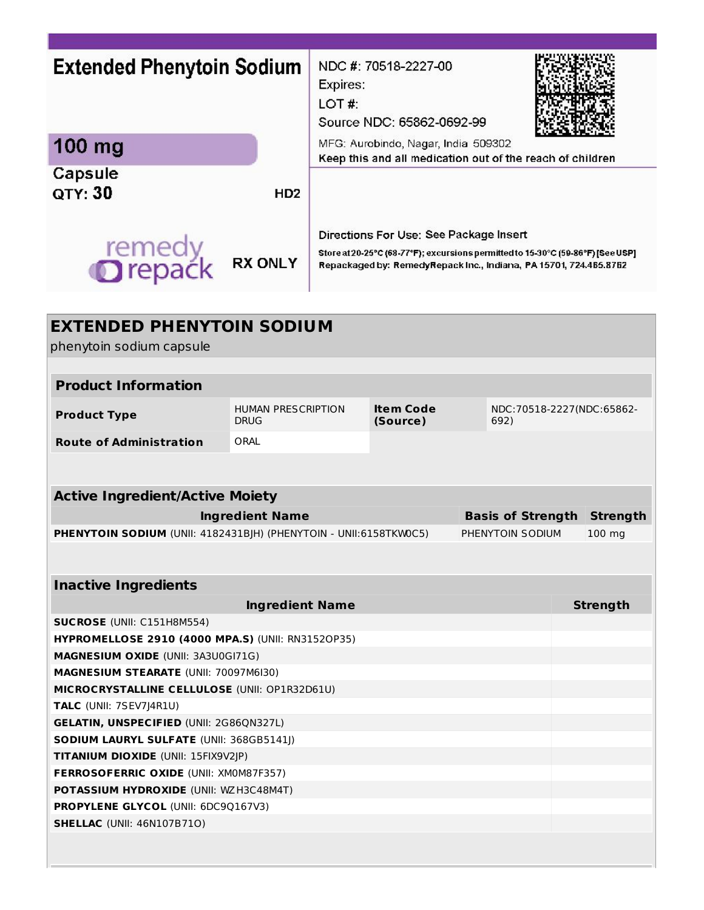**Extended Phenytoin Sodium**

**100 mg**

Capsule

QTY: **30**

HD2

remedy repack

RX ONLY

NDC #: 70518-2227-00

Expires:

LOT #:

Source NDC: 65862-0692-99

MFG: Aurobindo, Nagar, India 509302

Keep this and all medication out of the reach of children

Directions For Use: See Package Insert

Store at 20-25°C (68-77°F); excursions permitted to 15-30°C (59-86°F) [See USP]

Repackaged by: RemedyRepack Inc., Indiana, PA 15701, 724.465.8762

## EXTENDED PHENYTOIN SODIUM

phenytoin sodium capsule

| **Product Information** | | | |
|---|---|---|---|
| **Product Type** | HUMAN PRESCRIPTION DRUG | **Item Code (Source)** | NDC:70518-2227(NDC:65862-692) |
| **Route of Administration** | ORAL | | |

| **Active Ingredient/Active Moiety** | | |
|---|---|---|
| **Ingredient Name** | **Basis of Strength** | **Strength** |
| **PHENYTOIN SODIUM** (UNII: 4182431BJH) (PHENYTOIN - UNII:6158TKW0C5) | PHENYTOIN SODIUM | 100 mg |

| **Inactive Ingredients** | |
|---|---|
| **Ingredient Name** | **Strength** |
| **SUCROSE** (UNII: C151H8M554) | |
| **HYPROMELLOSE 2910 (4000 MPA.S)** (UNII: RN3152OP35) | |
| **MAGNESIUM OXIDE** (UNII: 3A3U0GI71G) | |
| **MAGNESIUM STEARATE** (UNII: 70097M6I30) | |
| **MICROCRYSTALLINE CELLULOSE** (UNII: OP1R32D61U) | |
| **TALC** (UNII: 7SEV7J4R1U) | |
| **GELATIN, UNSPECIFIED** (UNII: 2G86QN327L) | |
| **SODIUM LAURYL SULFATE** (UNII: 368GB5141J) | |
| **TITANIUM DIOXIDE** (UNII: 15FIX9V2JP) | |
| **FERROSOFERRIC OXIDE** (UNII: XM0M87F357) | |
| **POTASSIUM HYDROXIDE** (UNII: WZH3C48M4T) | |
| **PROPYLENE GLYCOL** (UNII: 6DC9Q167V3) | |
| **SHELLAC** (UNII: 46N107B71O) | |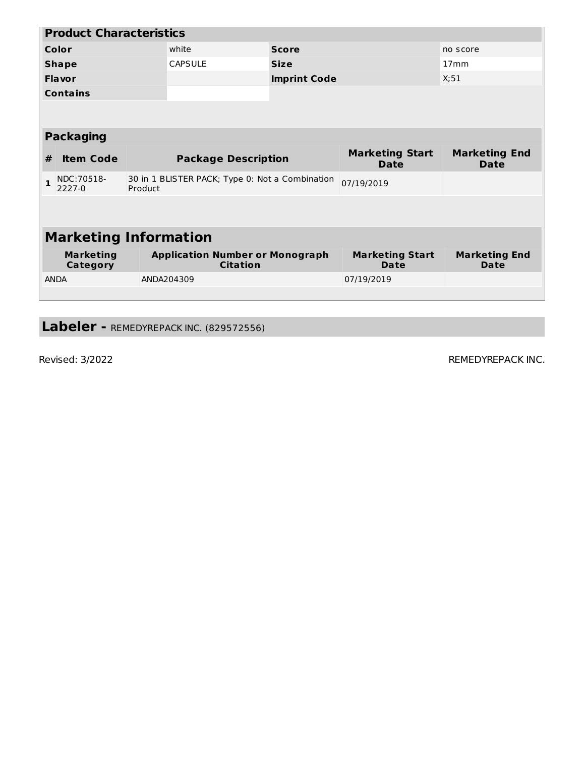| Product Characteristics | | | |
|---|---|---|---|
| **Color** | white | **Score** | no score |
| **Shape** | CAPSULE | **Size** | 17mm |
| **Flavor** | | **Imprint Code** | X;51 |
| **Contains** | | | |

| Packaging | | | | |
|---|---|---|---|---|
| **#** | **Item Code** | **Package Description** | **Marketing Start Date** | **Marketing End Date** |
| 1 | NDC:70518-2227-0 | 30 in 1 BLISTER PACK; Type 0: Not a Combination Product | 07/19/2019 | |

| Marketing Information | | | |
|---|---|---|---|
| **Marketing Category** | **Application Number or Monograph Citation** | **Marketing Start Date** | **Marketing End Date** |
| ANDA | ANDA204309 | 07/19/2019 | |

## Labeler - REMEDYREPACK INC. (829572556)

Revised: 3/2022

REMEDYREPACK INC.